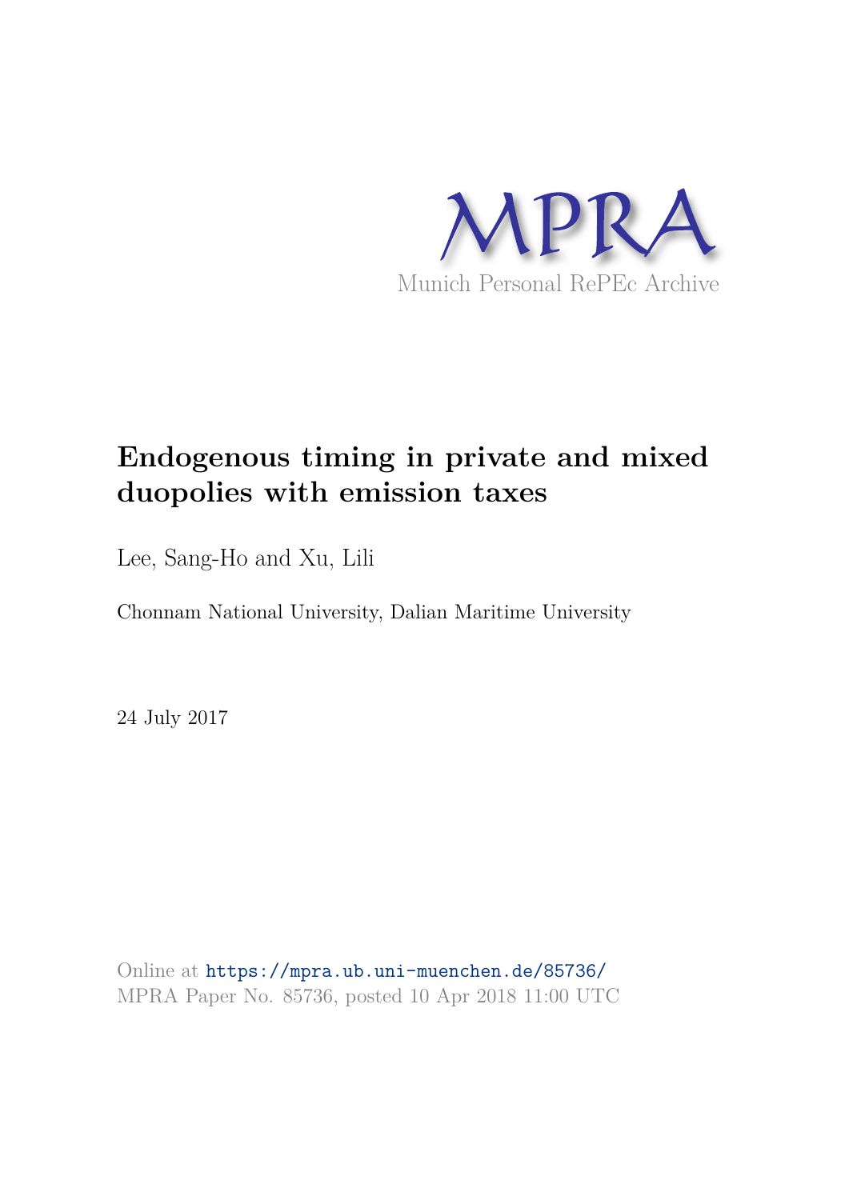MPRA

Munich Personal RePEc Archive

# Endogenous timing in private and mixed duopolies with emission taxes

Lee, Sang-Ho and Xu, Lili

Chonnam National University, Dalian Maritime University

24 July 2017

Online at https://mpra.ub.uni-muenchen.de/85736/
MPRA Paper No. 85736, posted 10 Apr 2018 11:00 UTC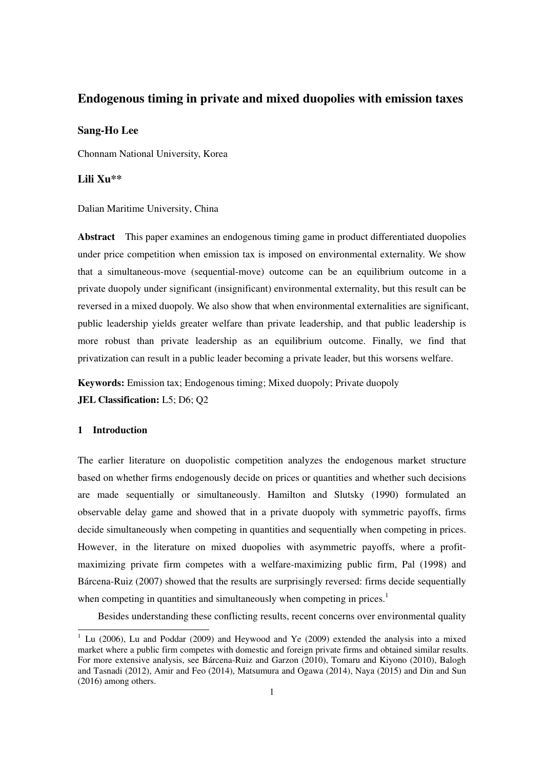# Endogenous timing in private and mixed duopolies with emission taxes

**Sang-Ho Lee**

Chonnam National University, Korea

**Lili Xu\*\***

Dalian Maritime University, China

**Abstract** This paper examines an endogenous timing game in product differentiated duopolies under price competition when emission tax is imposed on environmental externality. We show that a simultaneous-move (sequential-move) outcome can be an equilibrium outcome in a private duopoly under significant (insignificant) environmental externality, but this result can be reversed in a mixed duopoly. We also show that when environmental externalities are significant, public leadership yields greater welfare than private leadership, and that public leadership is more robust than private leadership as an equilibrium outcome. Finally, we find that privatization can result in a public leader becoming a private leader, but this worsens welfare.

**Keywords:** Emission tax; Endogenous timing; Mixed duopoly; Private duopoly
**JEL Classification:** L5; D6; Q2

## 1 Introduction

The earlier literature on duopolistic competition analyzes the endogenous market structure based on whether firms endogenously decide on prices or quantities and whether such decisions are made sequentially or simultaneously. Hamilton and Slutsky (1990) formulated an observable delay game and showed that in a private duopoly with symmetric payoffs, firms decide simultaneously when competing in quantities and sequentially when competing in prices. However, in the literature on mixed duopolies with asymmetric payoffs, where a profit-maximizing private firm competes with a welfare-maximizing public firm, Pal (1998) and Bárcena-Ruiz (2007) showed that the results are surprisingly reversed: firms decide sequentially when competing in quantities and simultaneously when competing in prices.[1]

Besides understanding these conflicting results, recent concerns over environmental quality

[1] Lu (2006), Lu and Poddar (2009) and Heywood and Ye (2009) extended the analysis into a mixed market where a public firm competes with domestic and foreign private firms and obtained similar results. For more extensive analysis, see Bárcena-Ruiz and Garzon (2010), Tomaru and Kiyono (2010), Balogh and Tasnadi (2012), Amir and Feo (2014), Matsumura and Ogawa (2014), Naya (2015) and Din and Sun (2016) among others.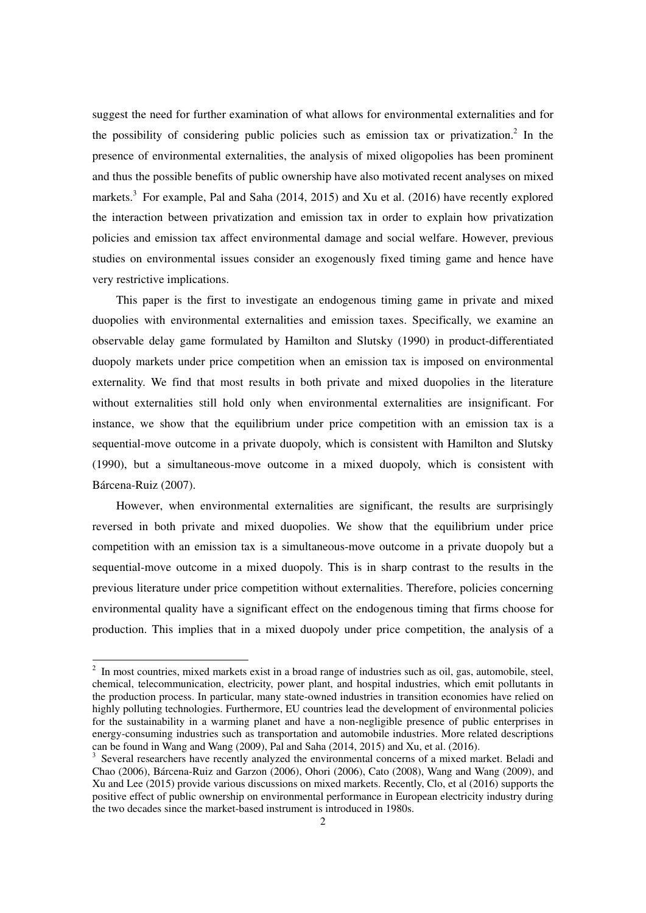suggest the need for further examination of what allows for environmental externalities and for the possibility of considering public policies such as emission tax or privatization.[2] In the presence of environmental externalities, the analysis of mixed oligopolies has been prominent and thus the possible benefits of public ownership have also motivated recent analyses on mixed markets.[3] For example, Pal and Saha (2014, 2015) and Xu et al. (2016) have recently explored the interaction between privatization and emission tax in order to explain how privatization policies and emission tax affect environmental damage and social welfare. However, previous studies on environmental issues consider an exogenously fixed timing game and hence have very restrictive implications.

This paper is the first to investigate an endogenous timing game in private and mixed duopolies with environmental externalities and emission taxes. Specifically, we examine an observable delay game formulated by Hamilton and Slutsky (1990) in product-differentiated duopoly markets under price competition when an emission tax is imposed on environmental externality. We find that most results in both private and mixed duopolies in the literature without externalities still hold only when environmental externalities are insignificant. For instance, we show that the equilibrium under price competition with an emission tax is a sequential-move outcome in a private duopoly, which is consistent with Hamilton and Slutsky (1990), but a simultaneous-move outcome in a mixed duopoly, which is consistent with Bárcena-Ruiz (2007).

However, when environmental externalities are significant, the results are surprisingly reversed in both private and mixed duopolies. We show that the equilibrium under price competition with an emission tax is a simultaneous-move outcome in a private duopoly but a sequential-move outcome in a mixed duopoly. This is in sharp contrast to the results in the previous literature under price competition without externalities. Therefore, policies concerning environmental quality have a significant effect on the endogenous timing that firms choose for production. This implies that in a mixed duopoly under price competition, the analysis of a

---

[2] In most countries, mixed markets exist in a broad range of industries such as oil, gas, automobile, steel, chemical, telecommunication, electricity, power plant, and hospital industries, which emit pollutants in the production process. In particular, many state-owned industries in transition economies have relied on highly polluting technologies. Furthermore, EU countries lead the development of environmental policies for the sustainability in a warming planet and have a non-negligible presence of public enterprises in energy-consuming industries such as transportation and automobile industries. More related descriptions can be found in Wang and Wang (2009), Pal and Saha (2014, 2015) and Xu, et al. (2016).

[3] Several researchers have recently analyzed the environmental concerns of a mixed market. Beladi and Chao (2006), Bárcena-Ruiz and Garzon (2006), Ohori (2006), Cato (2008), Wang and Wang (2009), and Xu and Lee (2015) provide various discussions on mixed markets. Recently, Clo, et al (2016) supports the positive effect of public ownership on environmental performance in European electricity industry during the two decades since the market-based instrument is introduced in 1980s.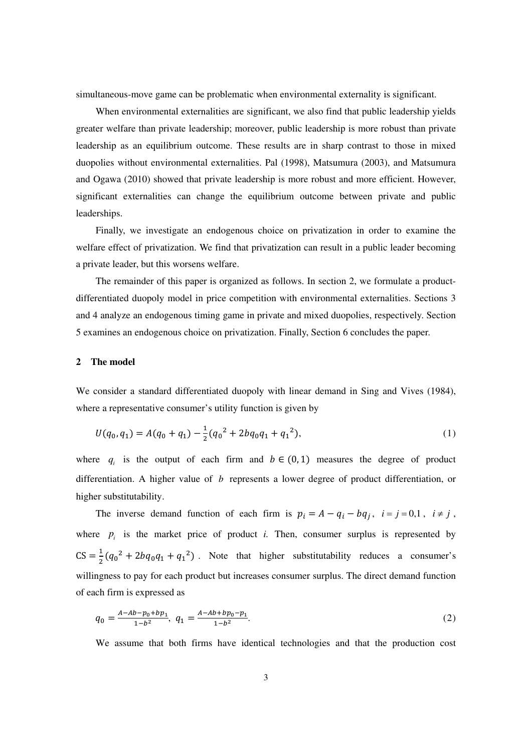simultaneous-move game can be problematic when environmental externality is significant.

When environmental externalities are significant, we also find that public leadership yields greater welfare than private leadership; moreover, public leadership is more robust than private leadership as an equilibrium outcome. These results are in sharp contrast to those in mixed duopolies without environmental externalities. Pal (1998), Matsumura (2003), and Matsumura and Ogawa (2010) showed that private leadership is more robust and more efficient. However, significant externalities can change the equilibrium outcome between private and public leaderships.

Finally, we investigate an endogenous choice on privatization in order to examine the welfare effect of privatization. We find that privatization can result in a public leader becoming a private leader, but this worsens welfare.

The remainder of this paper is organized as follows. In section 2, we formulate a product-differentiated duopoly model in price competition with environmental externalities. Sections 3 and 4 analyze an endogenous timing game in private and mixed duopolies, respectively. Section 5 examines an endogenous choice on privatization. Finally, Section 6 concludes the paper.

## 2 The model

We consider a standard differentiated duopoly with linear demand in Sing and Vives (1984), where a representative consumer's utility function is given by

$$U(q_0, q_1) = A(q_0 + q_1) - \frac{1}{2}({q_0}^2 + 2bq_0q_1 + {q_1}^2), \tag{1}$$

where $q_i$ is the output of each firm and $b \in (0, 1)$ measures the degree of product differentiation. A higher value of $b$ represents a lower degree of product differentiation, or higher substitutability.

The inverse demand function of each firm is $p_i = A - q_i - bq_j$, $i = j = 0,1$, $i \neq j$, where $p_i$ is the market price of product *i.* Then, consumer surplus is represented by $\text{CS} = \frac{1}{2}({q_0}^2 + 2bq_0q_1 + {q_1}^2)$. Note that higher substitutability reduces a consumer's willingness to pay for each product but increases consumer surplus. The direct demand function of each firm is expressed as

$$q_0 = \frac{A - Ab - p_0 + bp_1}{1 - b^2},\ q_1 = \frac{A - Ab + bp_0 - p_1}{1 - b^2}. \tag{2}$$

We assume that both firms have identical technologies and that the production cost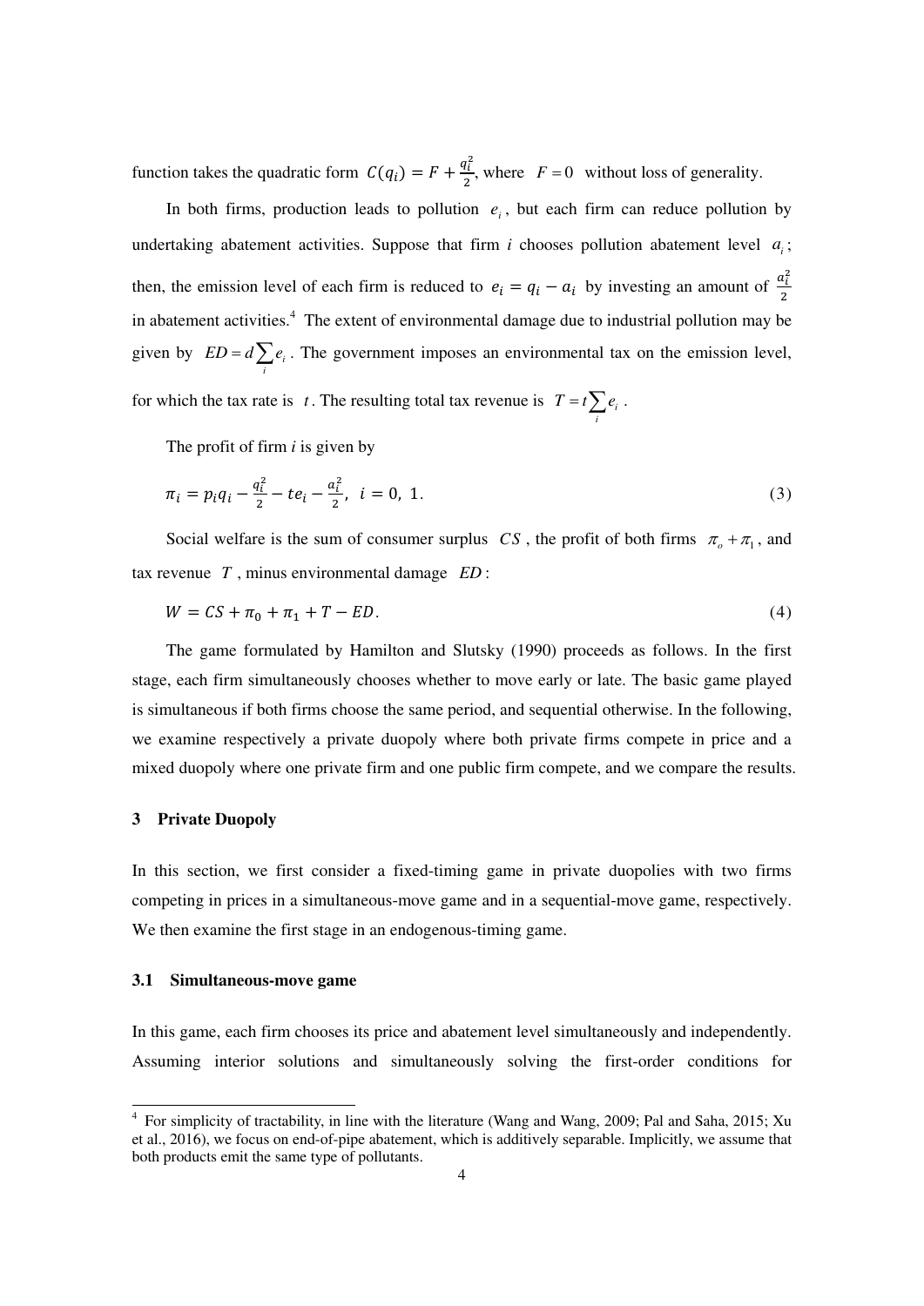function takes the quadratic form $C(q_i) = F + \frac{q_i^2}{2}$, where $F = 0$ without loss of generality.

In both firms, production leads to pollution $e_i$, but each firm can reduce pollution by undertaking abatement activities. Suppose that firm *i* chooses pollution abatement level $a_i$; then, the emission level of each firm is reduced to $e_i = q_i - a_i$ by investing an amount of $\frac{a_i^2}{2}$ in abatement activities.[4] The extent of environmental damage due to industrial pollution may be given by $ED = d\sum_i e_i$. The government imposes an environmental tax on the emission level, for which the tax rate is $t$. The resulting total tax revenue is $T = t\sum_i e_i$.

The profit of firm *i* is given by

$$\pi_i = p_i q_i - \frac{q_i^2}{2} - te_i - \frac{a_i^2}{2}, \quad i = 0, \ 1. \tag{3}$$

Social welfare is the sum of consumer surplus $CS$, the profit of both firms $\pi_o + \pi_1$, and tax revenue $T$, minus environmental damage $ED$:

$$W = CS + \pi_0 + \pi_1 + T - ED. \tag{4}$$

The game formulated by Hamilton and Slutsky (1990) proceeds as follows. In the first stage, each firm simultaneously chooses whether to move early or late. The basic game played is simultaneous if both firms choose the same period, and sequential otherwise. In the following, we examine respectively a private duopoly where both private firms compete in price and a mixed duopoly where one private firm and one public firm compete, and we compare the results.

## 3 Private Duopoly

In this section, we first consider a fixed-timing game in private duopolies with two firms competing in prices in a simultaneous-move game and in a sequential-move game, respectively. We then examine the first stage in an endogenous-timing game.

### 3.1 Simultaneous-move game

In this game, each firm chooses its price and abatement level simultaneously and independently. Assuming interior solutions and simultaneously solving the first-order conditions for

---

[4] For simplicity of tractability, in line with the literature (Wang and Wang, 2009; Pal and Saha, 2015; Xu et al., 2016), we focus on end-of-pipe abatement, which is additively separable. Implicitly, we assume that both products emit the same type of pollutants.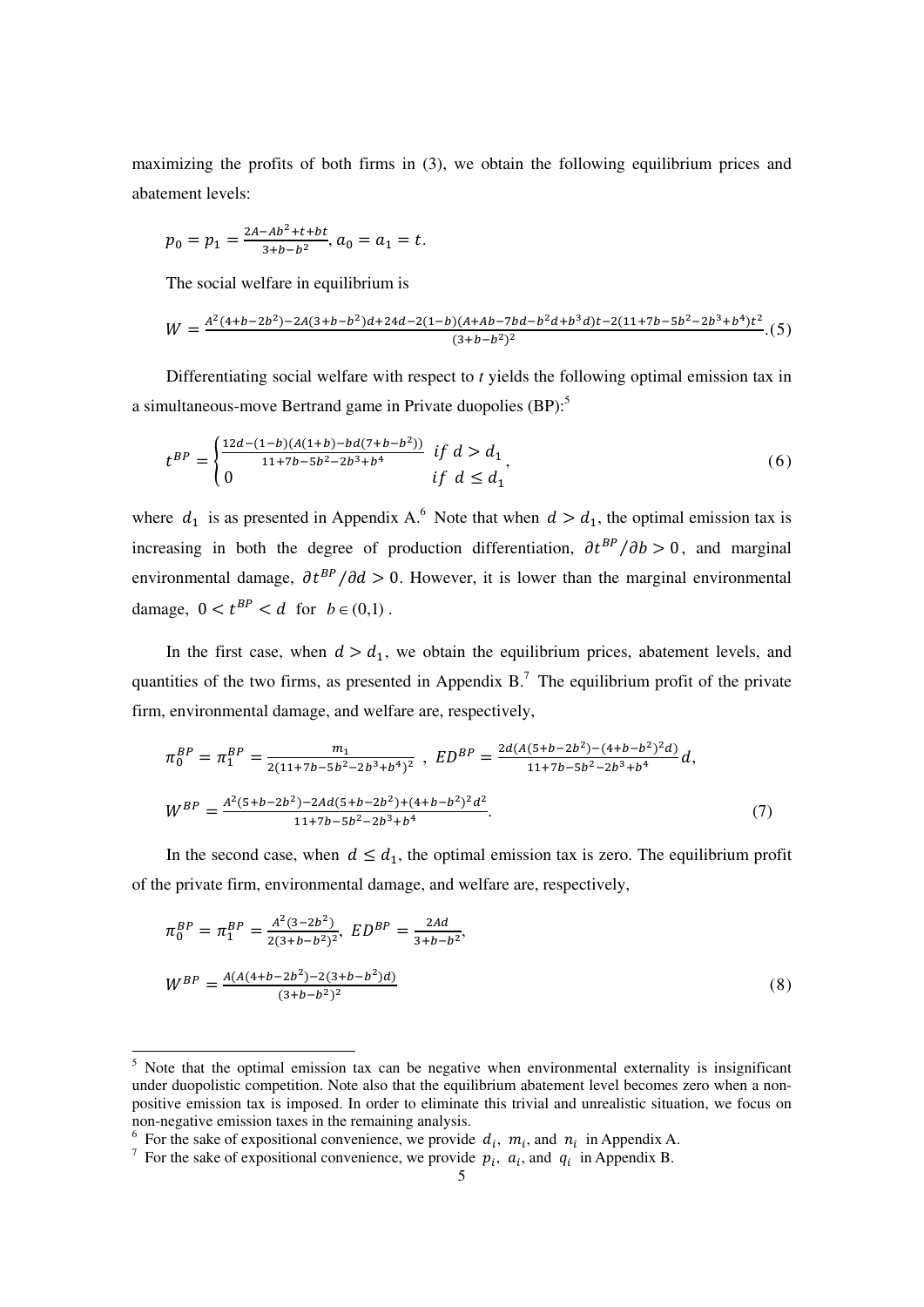maximizing the profits of both firms in (3), we obtain the following equilibrium prices and abatement levels:

$$p_0 = p_1 = \frac{2A - Ab^2 + t + bt}{3 + b - b^2},\ a_0 = a_1 = t.$$

The social welfare in equilibrium is

$$W = \frac{A^2(4+b-2b^2) - 2A(3+b-b^2)d + 24d - 2(1-b)(A + Ab - 7bd - b^2d + b^3d)t - 2(11+7b-5b^2-2b^3+b^4)t^2}{(3+b-b^2)^2}. \quad (5)$$

Differentiating social welfare with respect to $t$ yields the following optimal emission tax in a simultaneous-move Bertrand game in Private duopolies (BP):[5]

$$t^{BP} = \begin{cases} \frac{12d - (1-b)(A(1+b) - bd(7+b-b^2))}{11+7b-5b^2-2b^3+b^4} & if\ d > d_1 \\ 0 & if\ d \leq d_1 \end{cases}, \quad (6)$$

where $d_1$ is as presented in Appendix A.[6] Note that when $d > d_1$, the optimal emission tax is increasing in both the degree of production differentiation, $\partial t^{BP}/\partial b > 0$, and marginal environmental damage, $\partial t^{BP}/\partial d > 0$. However, it is lower than the marginal environmental damage, $0 < t^{BP} < d$ for $b \in (0,1)$.

In the first case, when $d > d_1$, we obtain the equilibrium prices, abatement levels, and quantities of the two firms, as presented in Appendix B.[7] The equilibrium profit of the private firm, environmental damage, and welfare are, respectively,

$$\pi_0^{BP} = \pi_1^{BP} = \frac{m_1}{2(11+7b-5b^2-2b^3+b^4)^2},\ ED^{BP} = \frac{2d(A(5+b-2b^2) - (4+b-b^2)^2 d)}{11+7b-5b^2-2b^3+b^4}d,$$

$$W^{BP} = \frac{A^2(5+b-2b^2) - 2Ad(5+b-2b^2) + (4+b-b^2)^2 d^2}{11+7b-5b^2-2b^3+b^4}. \quad (7)$$

In the second case, when $d \leq d_1$, the optimal emission tax is zero. The equilibrium profit of the private firm, environmental damage, and welfare are, respectively,

$$\pi_0^{BP} = \pi_1^{BP} = \frac{A^2(3-2b^2)}{2(3+b-b^2)^2},\ ED^{BP} = \frac{2Ad}{3+b-b^2},$$

$$W^{BP} = \frac{A(A(4+b-2b^2) - 2(3+b-b^2)d)}{(3+b-b^2)^2} \quad (8)$$

---

[5] Note that the optimal emission tax can be negative when environmental externality is insignificant under duopolistic competition. Note also that the equilibrium abatement level becomes zero when a non-positive emission tax is imposed. In order to eliminate this trivial and unrealistic situation, we focus on non-negative emission taxes in the remaining analysis.

[6] For the sake of expositional convenience, we provide $d_i$, $m_i$, and $n_i$ in Appendix A.

[7] For the sake of expositional convenience, we provide $p_i$, $a_i$, and $q_i$ in Appendix B.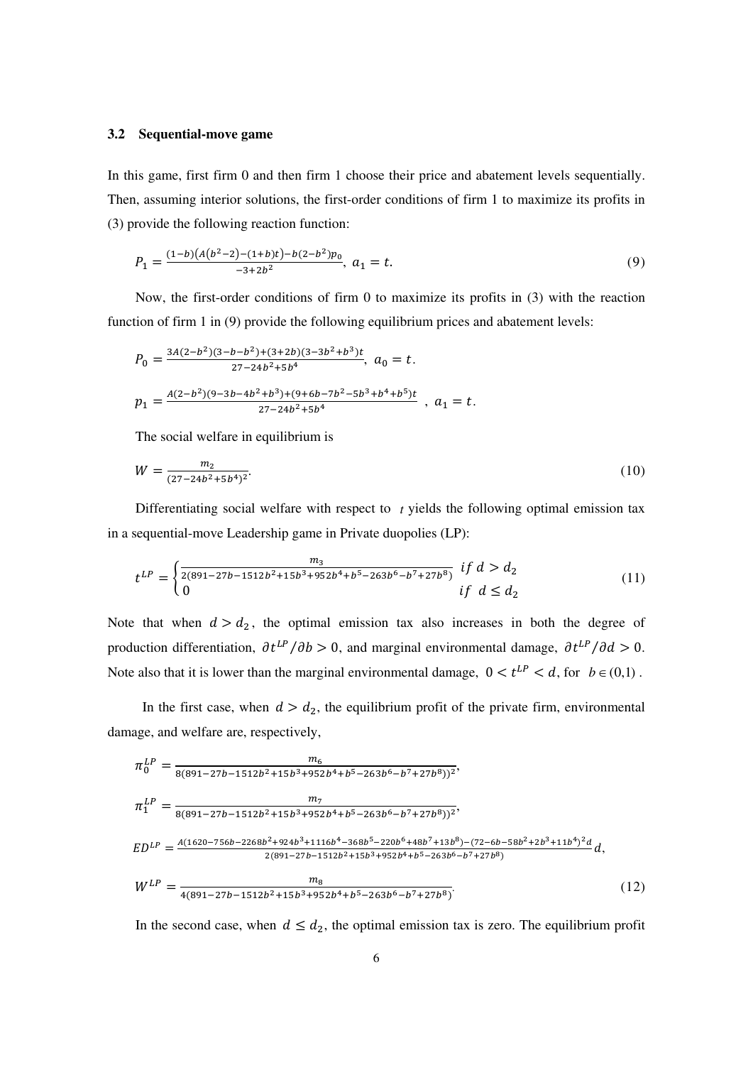### 3.2 Sequential-move game

In this game, first firm 0 and then firm 1 choose their price and abatement levels sequentially. Then, assuming interior solutions, the first-order conditions of firm 1 to maximize its profits in (3) provide the following reaction function:

$$P_1 = \frac{(1-b)\big(A(b^2-2)-(1+b)t\big)-b(2-b^2)p_0}{-3+2b^2},\ a_1 = t. \tag{9}$$

Now, the first-order conditions of firm 0 to maximize its profits in (3) with the reaction function of firm 1 in (9) provide the following equilibrium prices and abatement levels:

$$P_0 = \frac{3A(2-b^2)(3-b-b^2)+(3+2b)(3-3b^2+b^3)t}{27-24b^2+5b^4},\ a_0 = t.$$

$$p_1 = \frac{A(2-b^2)(9-3b-4b^2+b^3)+(9+6b-7b^2-5b^3+b^4+b^5)t}{27-24b^2+5b^4}\ ,\ a_1 = t.$$

The social welfare in equilibrium is

$$W = \frac{m_2}{(27-24b^2+5b^4)^2}. \tag{10}$$

Differentiating social welfare with respect to $t$ yields the following optimal emission tax in a sequential-move Leadership game in Private duopolies (LP):

$$t^{LP} = \begin{cases} \dfrac{m_3}{2(891-27b-1512b^2+15b^3+952b^4+b^5-263b^6-b^7+27b^8)} & if\ d > d_2 \\ 0 & if\ \ d \le d_2 \end{cases} \tag{11}$$

Note that when $d > d_2$, the optimal emission tax also increases in both the degree of production differentiation, $\partial t^{LP}/\partial b > 0$, and marginal environmental damage, $\partial t^{LP}/\partial d > 0$. Note also that it is lower than the marginal environmental damage, $0 < t^{LP} < d$, for $b \in (0,1)$.

In the first case, when $d > d_2$, the equilibrium profit of the private firm, environmental damage, and welfare are, respectively,

$$\pi_0^{LP} = \frac{m_6}{8(891-27b-1512b^2+15b^3+952b^4+b^5-263b^6-b^7+27b^8))^2},$$

$$\pi_1^{LP} = \frac{m_7}{8(891-27b-1512b^2+15b^3+952b^4+b^5-263b^6-b^7+27b^8))^2},$$

$$ED^{LP} = \frac{A(1620-756b-2268b^2+924b^3+1116b^4-368b^5-220b^6+48b^7+13b^8)-(72-6b-58b^2+2b^3+11b^4)^2 d}{2(891-27b-1512b^2+15b^3+952b^4+b^5-263b^6-b^7+27b^8)}d,$$

$$W^{LP} = \frac{m_8}{4(891-27b-1512b^2+15b^3+952b^4+b^5-263b^6-b^7+27b^8)}. \tag{12}$$

In the second case, when $d \le d_2$, the optimal emission tax is zero. The equilibrium profit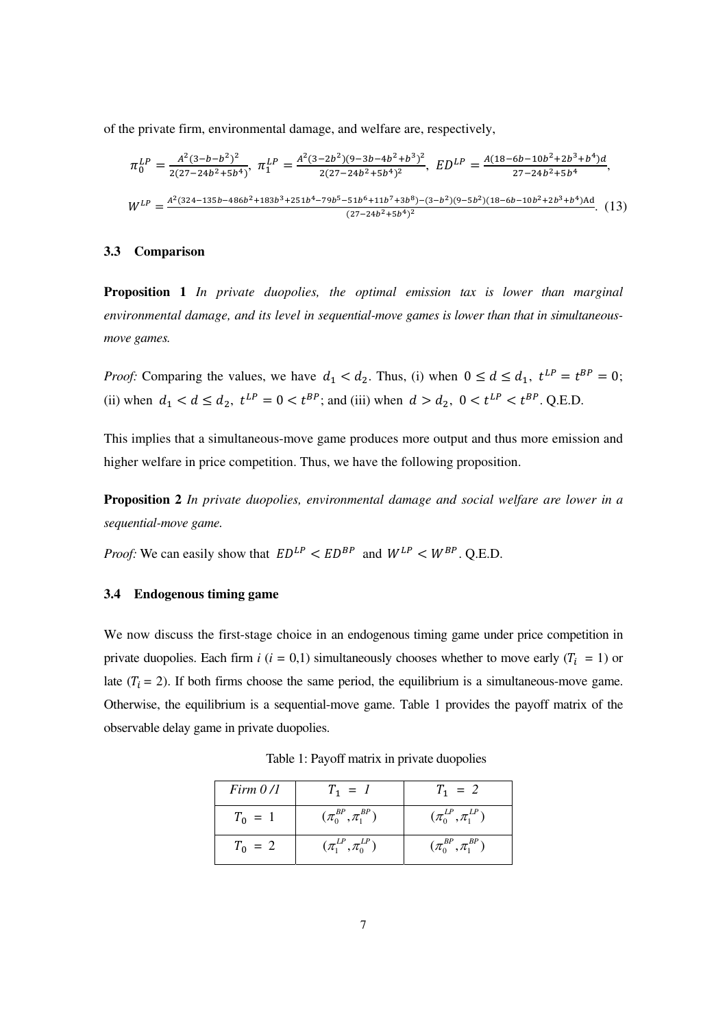of the private firm, environmental damage, and welfare are, respectively,

$$\pi_0^{LP} = \frac{A^2(3-b-b^2)^2}{2(27-24b^2+5b^4)},\ \pi_1^{LP} = \frac{A^2(3-2b^2)(9-3b-4b^2+b^3)^2}{2(27-24b^2+5b^4)^2},\ ED^{LP} = \frac{A(18-6b-10b^2+2b^3+b^4)d}{27-24b^2+5b^4},$$

$$W^{LP} = \frac{A^2(324-135b-486b^2+183b^3+251b^4-79b^5-51b^6+11b^7+3b^8)-(3-b^2)(9-5b^2)(18-6b-10b^2+2b^3+b^4)\text{A}d}{(27-24b^2+5b^4)^2}. \quad (13)$$

### 3.3 Comparison

**Proposition 1** *In private duopolies, the optimal emission tax is lower than marginal environmental damage, and its level in sequential-move games is lower than that in simultaneous-move games.*

*Proof:* Comparing the values, we have $d_1 < d_2$. Thus, (i) when $0 \leq d \leq d_1,\ t^{LP} = t^{BP} = 0$; (ii) when $d_1 < d \leq d_2,\ t^{LP} = 0 < t^{BP}$; and (iii) when $d > d_2,\ 0 < t^{LP} < t^{BP}$. Q.E.D.

This implies that a simultaneous-move game produces more output and thus more emission and higher welfare in price competition. Thus, we have the following proposition.

**Proposition 2** *In private duopolies, environmental damage and social welfare are lower in a sequential-move game.*

*Proof:* We can easily show that $ED^{LP} < ED^{BP}$ and $W^{LP} < W^{BP}$. Q.E.D.

### 3.4 Endogenous timing game

We now discuss the first-stage choice in an endogenous timing game under price competition in private duopolies. Each firm $i$ ($i$ = 0,1) simultaneously chooses whether to move early ($T_i$ = 1) or late ($T_i$ = 2). If both firms choose the same period, the equilibrium is a simultaneous-move game. Otherwise, the equilibrium is a sequential-move game. Table 1 provides the payoff matrix of the observable delay game in private duopolies.

Table 1: Payoff matrix in private duopolies

| *Firm 0 /1* | $T_1 = 1$ | $T_1 = 2$ |
|---|---|---|
| $T_0 = 1$ | $(\pi_0^{BP}, \pi_1^{BP})$ | $(\pi_0^{LP}, \pi_1^{LP})$ |
| $T_0 = 2$ | $(\pi_1^{LP}, \pi_0^{LP})$ | $(\pi_0^{BP}, \pi_1^{BP})$ |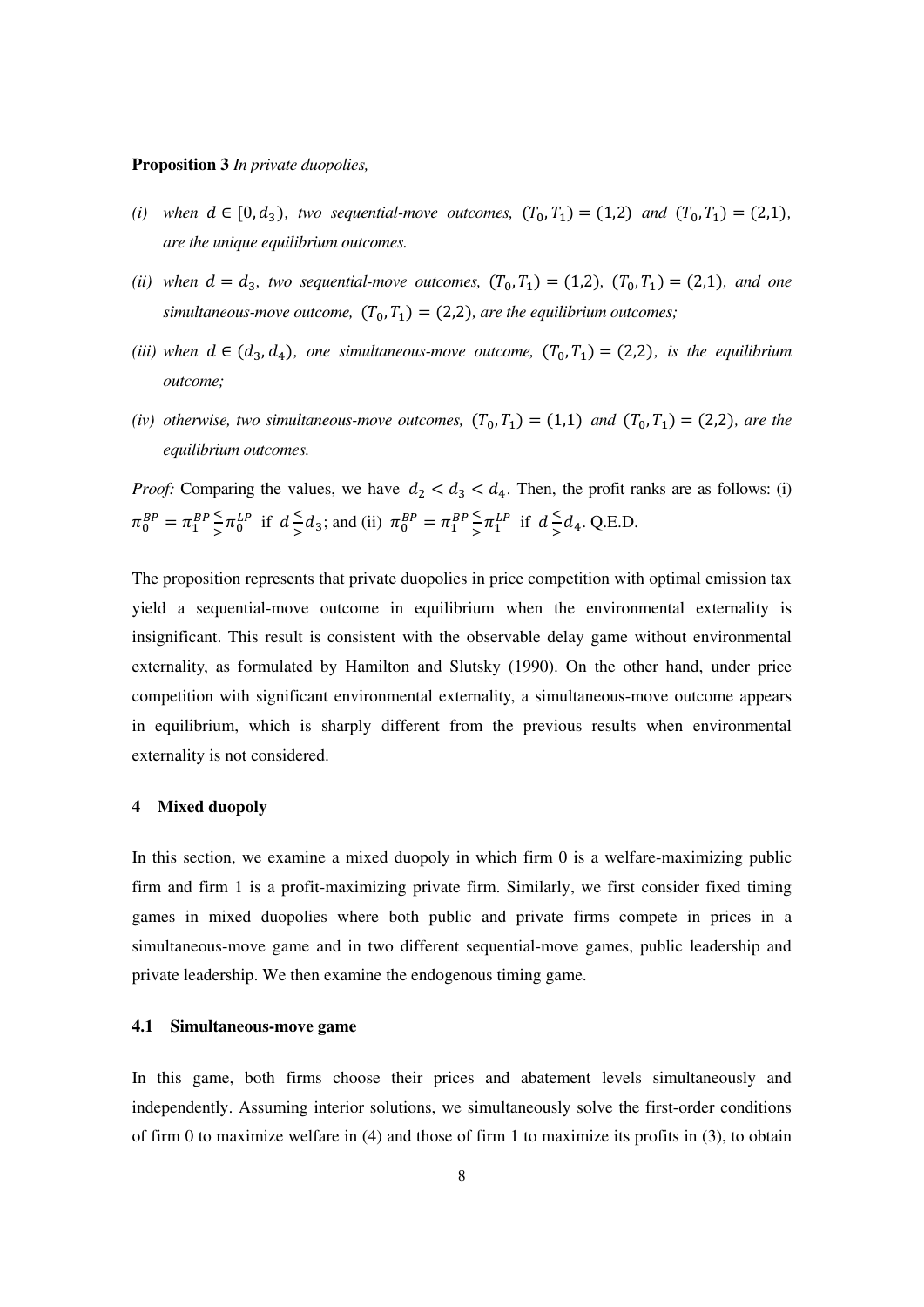**Proposition 3** *In private duopolies,*

*(i) when $d \in [0, d_3)$, two sequential-move outcomes, $(T_0, T_1) = (1,2)$ and $(T_0, T_1) = (2,1)$, are the unique equilibrium outcomes.*

*(ii) when $d = d_3$, two sequential-move outcomes, $(T_0, T_1) = (1,2)$, $(T_0, T_1) = (2,1)$, and one simultaneous-move outcome, $(T_0, T_1) = (2,2)$, are the equilibrium outcomes;*

*(iii) when $d \in (d_3, d_4)$, one simultaneous-move outcome, $(T_0, T_1) = (2,2)$, is the equilibrium outcome;*

*(iv) otherwise, two simultaneous-move outcomes, $(T_0, T_1) = (1,1)$ and $(T_0, T_1) = (2,2)$, are the equilibrium outcomes.*

*Proof:* Comparing the values, we have $d_2 < d_3 < d_4$. Then, the profit ranks are as follows: (i) $\pi_0^{BP} = \pi_1^{BP} \lesseqgtr \pi_0^{LP}$ if $d \lesseqgtr d_3$; and (ii) $\pi_0^{BP} = \pi_1^{BP} \lesseqgtr \pi_1^{LP}$ if $d \lesseqgtr d_4$. Q.E.D.

The proposition represents that private duopolies in price competition with optimal emission tax yield a sequential-move outcome in equilibrium when the environmental externality is insignificant. This result is consistent with the observable delay game without environmental externality, as formulated by Hamilton and Slutsky (1990). On the other hand, under price competition with significant environmental externality, a simultaneous-move outcome appears in equilibrium, which is sharply different from the previous results when environmental externality is not considered.

## 4 Mixed duopoly

In this section, we examine a mixed duopoly in which firm 0 is a welfare-maximizing public firm and firm 1 is a profit-maximizing private firm. Similarly, we first consider fixed timing games in mixed duopolies where both public and private firms compete in prices in a simultaneous-move game and in two different sequential-move games, public leadership and private leadership. We then examine the endogenous timing game.

### 4.1 Simultaneous-move game

In this game, both firms choose their prices and abatement levels simultaneously and independently. Assuming interior solutions, we simultaneously solve the first-order conditions of firm 0 to maximize welfare in (4) and those of firm 1 to maximize its profits in (3), to obtain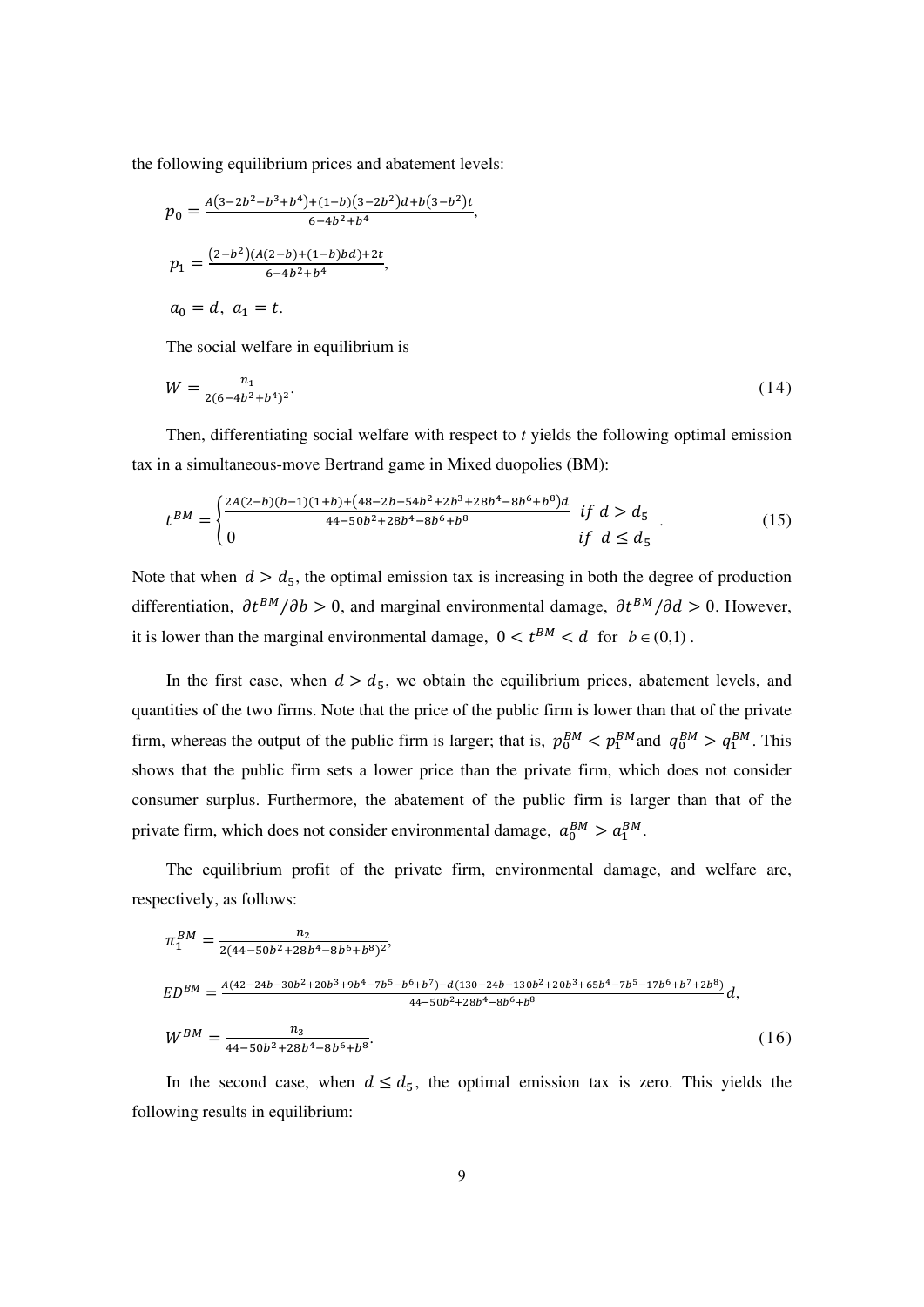the following equilibrium prices and abatement levels:

$$p_0 = \frac{A(3-2b^2-b^3+b^4)+(1-b)(3-2b^2)d+b(3-b^2)t}{6-4b^2+b^4},$$

$$p_1 = \frac{(2-b^2)(A(2-b)+(1-b)bd)+2t}{6-4b^2+b^4},$$

$$a_0 = d, \; a_1 = t.$$

The social welfare in equilibrium is

$$W = \frac{n_1}{2(6-4b^2+b^4)^2}. \tag{14}$$

Then, differentiating social welfare with respect to $t$ yields the following optimal emission tax in a simultaneous-move Bertrand game in Mixed duopolies (BM):

$$t^{BM} = \begin{cases} \frac{2A(2-b)(b-1)(1+b)+(48-2b-54b^2+2b^3+28b^4-8b^6+b^8)d}{44-50b^2+28b^4-8b^6+b^8} & if \; d > d_5 \\ 0 & if \; d \leq d_5 \end{cases}. \tag{15}$$

Note that when $d > d_5$, the optimal emission tax is increasing in both the degree of production differentiation, $\partial t^{BM}/\partial b > 0$, and marginal environmental damage, $\partial t^{BM}/\partial d > 0$. However, it is lower than the marginal environmental damage, $0 < t^{BM} < d$ for $b \in (0,1)$.

In the first case, when $d > d_5$, we obtain the equilibrium prices, abatement levels, and quantities of the two firms. Note that the price of the public firm is lower than that of the private firm, whereas the output of the public firm is larger; that is, $p_0^{BM} < p_1^{BM}$ and $q_0^{BM} > q_1^{BM}$. This shows that the public firm sets a lower price than the private firm, which does not consider consumer surplus. Furthermore, the abatement of the public firm is larger than that of the private firm, which does not consider environmental damage, $a_0^{BM} > a_1^{BM}$.

The equilibrium profit of the private firm, environmental damage, and welfare are, respectively, as follows:

$$\pi_1^{BM} = \frac{n_2}{2(44-50b^2+28b^4-8b^6+b^8)^2},$$

$$ED^{BM} = \frac{A(42-24b-30b^2+20b^3+9b^4-7b^5-b^6+b^7)-d(130-24b-130b^2+20b^3+65b^4-7b^5-17b^6+b^7+2b^8)}{44-50b^2+28b^4-8b^6+b^8}d,$$

$$W^{BM} = \frac{n_3}{44-50b^2+28b^4-8b^6+b^8}. \tag{16}$$

In the second case, when $d \leq d_5$, the optimal emission tax is zero. This yields the following results in equilibrium: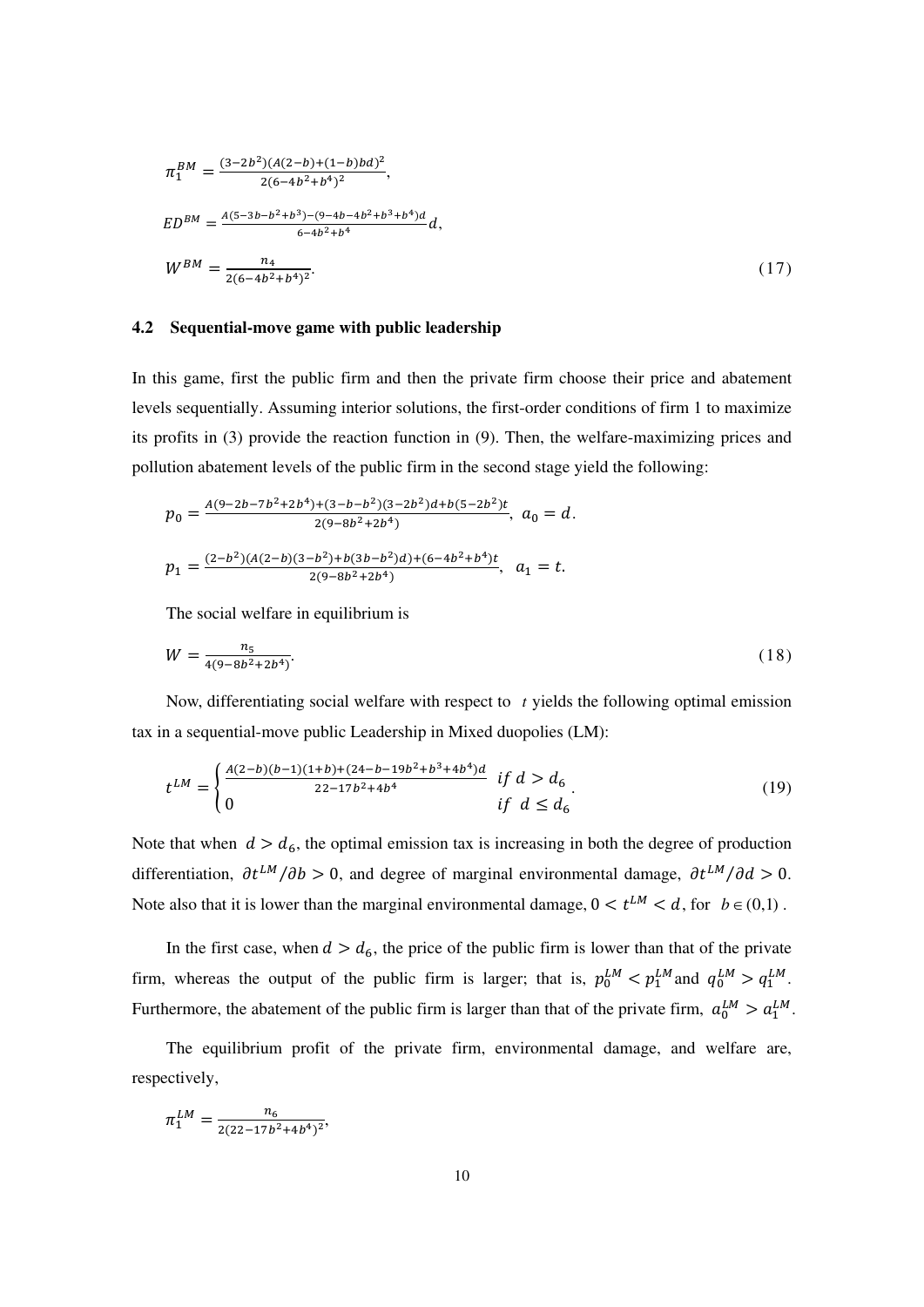$$\pi_1^{BM} = \frac{(3-2b^2)(A(2-b)+(1-b)bd)^2}{2(6-4b^2+b^4)^2},$$

$$ED^{BM} = \frac{A(5-3b-b^2+b^3)-(9-4b-4b^2+b^3+b^4)d}{6-4b^2+b^4}d,$$

$$W^{BM} = \frac{n_4}{2(6-4b^2+b^4)^2}. \tag{17}$$

### 4.2 Sequential-move game with public leadership

In this game, first the public firm and then the private firm choose their price and abatement levels sequentially. Assuming interior solutions, the first-order conditions of firm 1 to maximize its profits in (3) provide the reaction function in (9). Then, the welfare-maximizing prices and pollution abatement levels of the public firm in the second stage yield the following:

$$p_0 = \frac{A(9-2b-7b^2+2b^4)+(3-b-b^2)(3-2b^2)d+b(5-2b^2)t}{2(9-8b^2+2b^4)},\ a_0 = d.$$

$$p_1 = \frac{(2-b^2)(A(2-b)(3-b^2)+b(3b-b^2)d)+(6-4b^2+b^4)t}{2(9-8b^2+2b^4)},\ \ a_1 = t.$$

The social welfare in equilibrium is

$$W = \frac{n_5}{4(9-8b^2+2b^4)}. \tag{18}$$

Now, differentiating social welfare with respect to $t$ yields the following optimal emission tax in a sequential-move public Leadership in Mixed duopolies (LM):

$$t^{LM} = \begin{cases} \frac{A(2-b)(b-1)(1+b)+(24-b-19b^2+b^3+4b^4)d}{22-17b^2+4b^4} & if\ d > d_6 \\ 0 & if\ \ d \le d_6 \end{cases}. \tag{19}$$

Note that when $d > d_6$, the optimal emission tax is increasing in both the degree of production differentiation, $\partial t^{LM}/\partial b > 0$, and degree of marginal environmental damage, $\partial t^{LM}/\partial d > 0$. Note also that it is lower than the marginal environmental damage, $0 < t^{LM} < d$, for $b \in (0,1)$.

In the first case, when $d > d_6$, the price of the public firm is lower than that of the private firm, whereas the output of the public firm is larger; that is, $p_0^{LM} < p_1^{LM}$ and $q_0^{LM} > q_1^{LM}$. Furthermore, the abatement of the public firm is larger than that of the private firm, $a_0^{LM} > a_1^{LM}$.

The equilibrium profit of the private firm, environmental damage, and welfare are, respectively,

$$\pi_1^{LM} = \frac{n_6}{2(22-17b^2+4b^4)^2},$$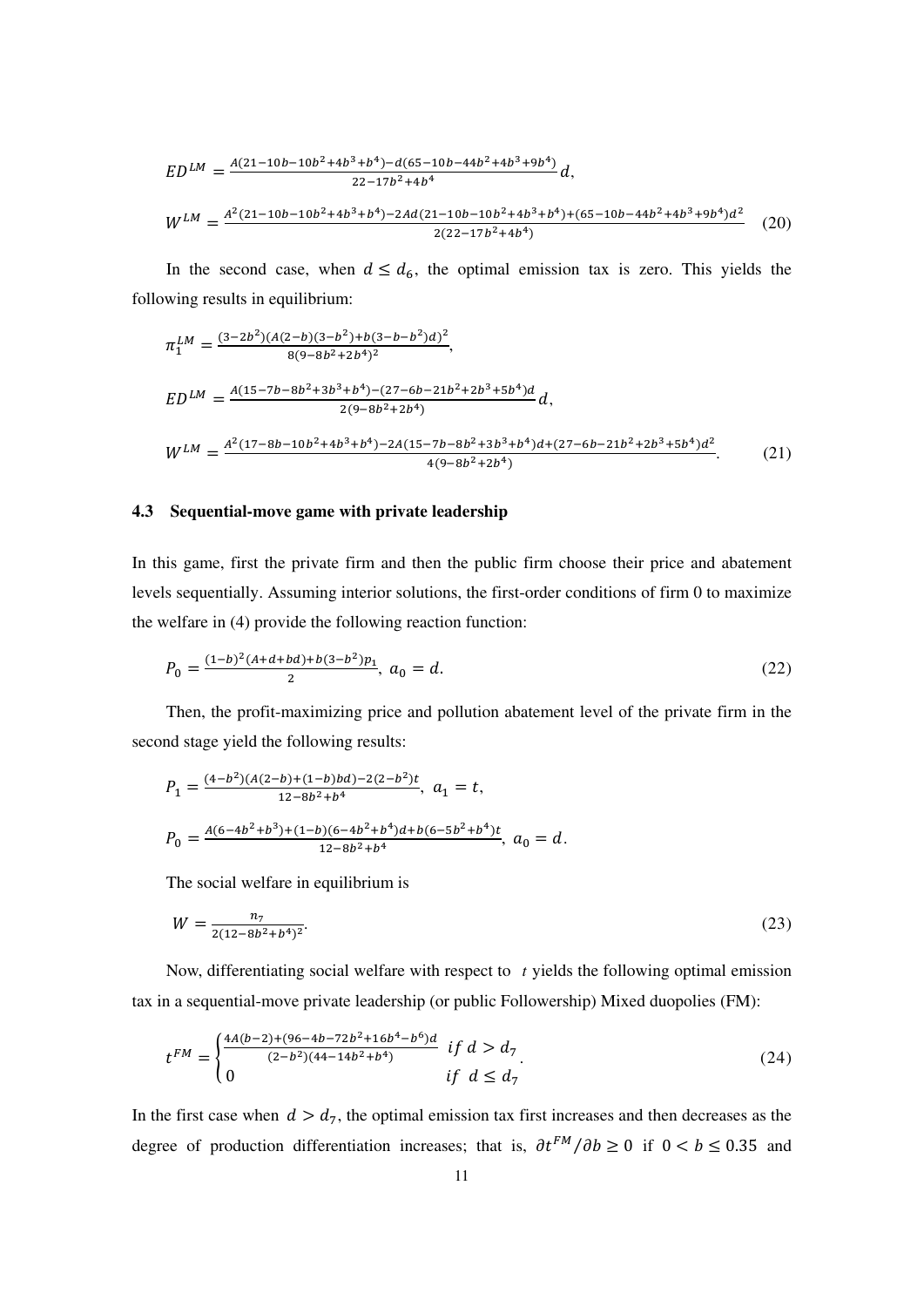$$ED^{LM} = \frac{A(21-10b-10b^2+4b^3+b^4)-d(65-10b-44b^2+4b^3+9b^4)}{22-17b^2+4b^4}d,$$

$$W^{LM} = \frac{A^2(21-10b-10b^2+4b^3+b^4)-2Ad(21-10b-10b^2+4b^3+b^4)+(65-10b-44b^2+4b^3+9b^4)d^2}{2(22-17b^2+4b^4)} \quad (20)$$

In the second case, when $d \leq d_6$, the optimal emission tax is zero. This yields the following results in equilibrium:

$$\pi_1^{LM} = \frac{(3-2b^2)(A(2-b)(3-b^2)+b(3-b-b^2)d)^2}{8(9-8b^2+2b^4)^2},$$

$$ED^{LM} = \frac{A(15-7b-8b^2+3b^3+b^4)-(27-6b-21b^2+2b^3+5b^4)d}{2(9-8b^2+2b^4)}d,$$

$$W^{LM} = \frac{A^2(17-8b-10b^2+4b^3+b^4)-2A(15-7b-8b^2+3b^3+b^4)d+(27-6b-21b^2+2b^3+5b^4)d^2}{4(9-8b^2+2b^4)}. \quad (21)$$

### 4.3 Sequential-move game with private leadership

In this game, first the private firm and then the public firm choose their price and abatement levels sequentially. Assuming interior solutions, the first-order conditions of firm 0 to maximize the welfare in (4) provide the following reaction function:

$$P_0 = \frac{(1-b)^2(A+d+bd)+b(3-b^2)p_1}{2},\ a_0 = d. \quad (22)$$

Then, the profit-maximizing price and pollution abatement level of the private firm in the second stage yield the following results:

$$P_1 = \frac{(4-b^2)(A(2-b)+(1-b)bd)-2(2-b^2)t}{12-8b^2+b^4},\ a_1 = t,$$

$$P_0 = \frac{A(6-4b^2+b^3)+(1-b)(6-4b^2+b^4)d+b(6-5b^2+b^4)t}{12-8b^2+b^4},\ a_0 = d.$$

The social welfare in equilibrium is

$$W = \frac{n_7}{2(12-8b^2+b^4)^2}. \quad (23)$$

Now, differentiating social welfare with respect to $t$ yields the following optimal emission tax in a sequential-move private leadership (or public Followership) Mixed duopolies (FM):

$$t^{FM} = \begin{cases} \frac{4A(b-2)+(96-4b-72b^2+16b^4-b^6)d}{(2-b^2)(44-14b^2+b^4)} & if\ d > d_7 \\ 0 & if\ \ d \leq d_7 \end{cases}. \quad (24)$$

In the first case when $d > d_7$, the optimal emission tax first increases and then decreases as the degree of production differentiation increases; that is, $\partial t^{FM}/\partial b \geq 0$ if $0 < b \leq 0.35$ and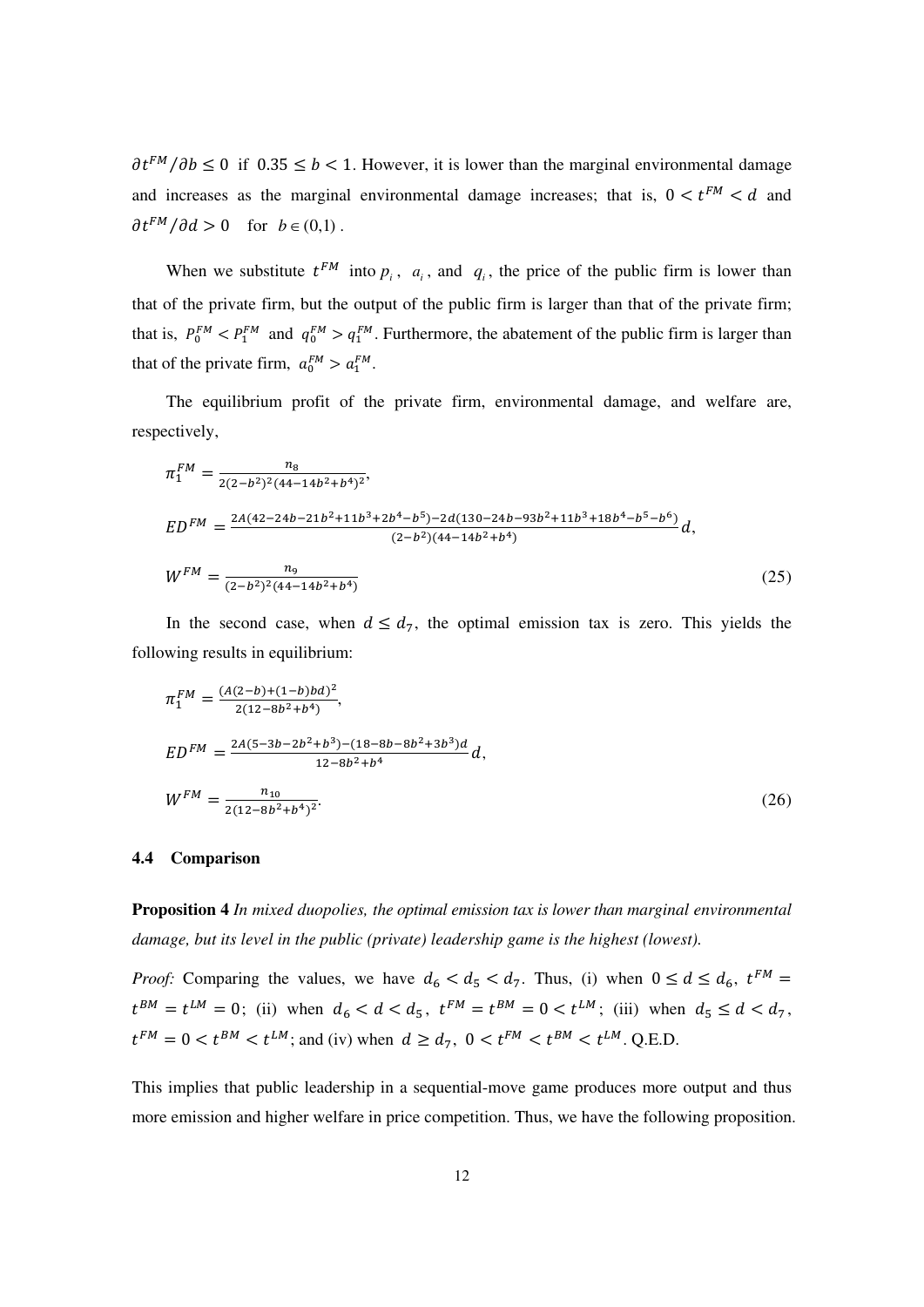$\partial t^{FM}/\partial b \leq 0$ if $0.35 \leq b < 1$. However, it is lower than the marginal environmental damage and increases as the marginal environmental damage increases; that is, $0 < t^{FM} < d$ and $\partial t^{FM}/\partial d > 0$ for $b \in (0,1)$.

When we substitute $t^{FM}$ into $p_i$, $a_i$, and $q_i$, the price of the public firm is lower than that of the private firm, but the output of the public firm is larger than that of the private firm; that is, $P_0^{FM} < P_1^{FM}$ and $q_0^{FM} > q_1^{FM}$. Furthermore, the abatement of the public firm is larger than that of the private firm, $a_0^{FM} > a_1^{FM}$.

The equilibrium profit of the private firm, environmental damage, and welfare are, respectively,

$$\pi_1^{FM} = \frac{n_8}{2(2-b^2)^2(44-14b^2+b^4)^2},$$

$$ED^{FM} = \frac{2A(42-24b-21b^2+11b^3+2b^4-b^5)-2d(130-24b-93b^2+11b^3+18b^4-b^5-b^6)}{(2-b^2)(44-14b^2+b^4)}d,$$

$$W^{FM} = \frac{n_9}{(2-b^2)^2(44-14b^2+b^4)} \tag{25}$$

In the second case, when $d \leq d_7$, the optimal emission tax is zero. This yields the following results in equilibrium:

$$\pi_1^{FM} = \frac{(A(2-b)+(1-b)bd)^2}{2(12-8b^2+b^4)},$$

$$ED^{FM} = \frac{2A(5-3b-2b^2+b^3)-(18-8b-8b^2+3b^3)d}{12-8b^2+b^4}d,$$

$$W^{FM} = \frac{n_{10}}{2(12-8b^2+b^4)^2}. \tag{26}$$

### 4.4 Comparison

**Proposition 4** *In mixed duopolies, the optimal emission tax is lower than marginal environmental damage, but its level in the public (private) leadership game is the highest (lowest).*

*Proof:* Comparing the values, we have $d_6 < d_5 < d_7$. Thus, (i) when $0 \leq d \leq d_6$, $t^{FM} = t^{BM} = t^{LM} = 0$; (ii) when $d_6 < d < d_5$, $t^{FM} = t^{BM} = 0 < t^{LM}$; (iii) when $d_5 \leq d < d_7$, $t^{FM} = 0 < t^{BM} < t^{LM}$; and (iv) when $d \geq d_7$, $0 < t^{FM} < t^{BM} < t^{LM}$. Q.E.D.

This implies that public leadership in a sequential-move game produces more output and thus more emission and higher welfare in price competition. Thus, we have the following proposition.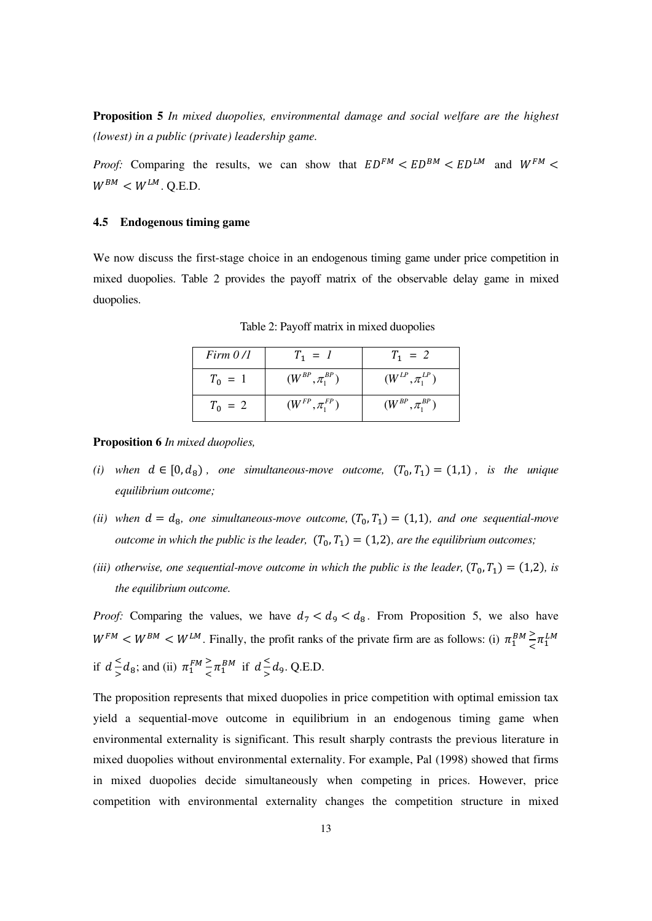**Proposition 5** *In mixed duopolies, environmental damage and social welfare are the highest (lowest) in a public (private) leadership game.*

*Proof:* Comparing the results, we can show that $ED^{FM} < ED^{BM} < ED^{LM}$ and $W^{FM} < W^{BM} < W^{LM}$. Q.E.D.

### 4.5 Endogenous timing game

We now discuss the first-stage choice in an endogenous timing game under price competition in mixed duopolies. Table 2 provides the payoff matrix of the observable delay game in mixed duopolies.

Table 2: Payoff matrix in mixed duopolies

| *Firm 0 /1* | $T_1 = 1$ | $T_1 = 2$ |
|---|---|---|
| $T_0 = 1$ | $(W^{BP}, \pi_1^{BP})$ | $(W^{LP}, \pi_1^{LP})$ |
| $T_0 = 2$ | $(W^{FP}, \pi_1^{FP})$ | $(W^{BP}, \pi_1^{BP})$ |

**Proposition 6** *In mixed duopolies,*

*(i) when $d \in [0, d_8)$, one simultaneous-move outcome, $(T_0, T_1) = (1,1)$, is the unique equilibrium outcome;*

*(ii) when $d = d_8$, one simultaneous-move outcome, $(T_0, T_1) = (1,1)$, and one sequential-move outcome in which the public is the leader, $(T_0, T_1) = (1,2)$, are the equilibrium outcomes;*

*(iii) otherwise, one sequential-move outcome in which the public is the leader, $(T_0, T_1) = (1,2)$, is the equilibrium outcome.*

*Proof:* Comparing the values, we have $d_7 < d_9 < d_8$. From Proposition 5, we also have $W^{FM} < W^{BM} < W^{LM}$. Finally, the profit ranks of the private firm are as follows: (i) $\pi_1^{BM} \gtrless \pi_1^{LM}$ if $d \lessgtr d_8$; and (ii) $\pi_1^{FM} \gtrless \pi_1^{BM}$ if $d \lessgtr d_9$. Q.E.D.

The proposition represents that mixed duopolies in price competition with optimal emission tax yield a sequential-move outcome in equilibrium in an endogenous timing game when environmental externality is significant. This result sharply contrasts the previous literature in mixed duopolies without environmental externality. For example, Pal (1998) showed that firms in mixed duopolies decide simultaneously when competing in prices. However, price competition with environmental externality changes the competition structure in mixed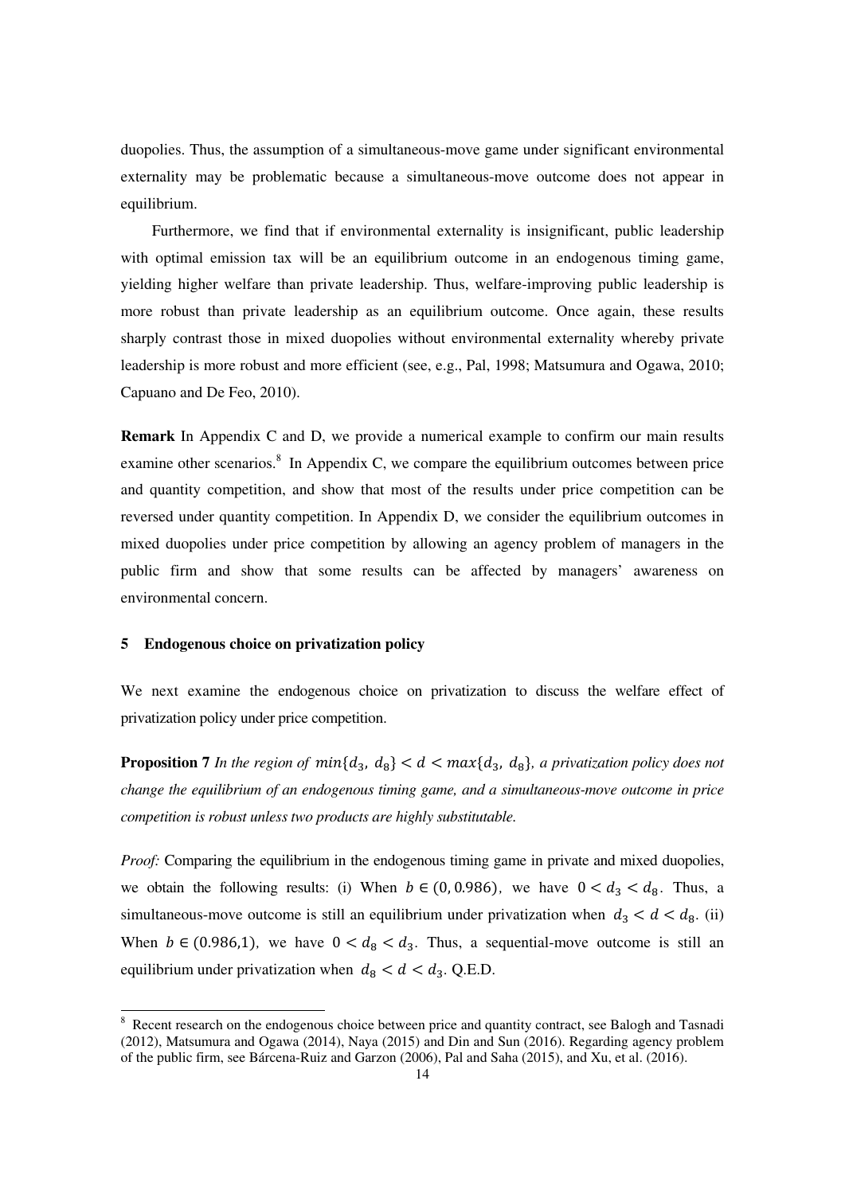duopolies. Thus, the assumption of a simultaneous-move game under significant environmental externality may be problematic because a simultaneous-move outcome does not appear in equilibrium.

Furthermore, we find that if environmental externality is insignificant, public leadership with optimal emission tax will be an equilibrium outcome in an endogenous timing game, yielding higher welfare than private leadership. Thus, welfare-improving public leadership is more robust than private leadership as an equilibrium outcome. Once again, these results sharply contrast those in mixed duopolies without environmental externality whereby private leadership is more robust and more efficient (see, e.g., Pal, 1998; Matsumura and Ogawa, 2010; Capuano and De Feo, 2010).

**Remark** In Appendix C and D, we provide a numerical example to confirm our main results examine other scenarios.[8] In Appendix C, we compare the equilibrium outcomes between price and quantity competition, and show that most of the results under price competition can be reversed under quantity competition. In Appendix D, we consider the equilibrium outcomes in mixed duopolies under price competition by allowing an agency problem of managers in the public firm and show that some results can be affected by managers' awareness on environmental concern.

### 5 Endogenous choice on privatization policy

We next examine the endogenous choice on privatization to discuss the welfare effect of privatization policy under price competition.

**Proposition 7** *In the region of $min\{d_3,\ d_8\} < d < max\{d_3,\ d_8\}$, a privatization policy does not change the equilibrium of an endogenous timing game, and a simultaneous-move outcome in price competition is robust unless two products are highly substitutable.*

*Proof:* Comparing the equilibrium in the endogenous timing game in private and mixed duopolies, we obtain the following results: (i) When $b \in (0, 0.986)$, we have $0 < d_3 < d_8$. Thus, a simultaneous-move outcome is still an equilibrium under privatization when $d_3 < d < d_8$. (ii) When $b \in (0.986, 1)$, we have $0 < d_8 < d_3$. Thus, a sequential-move outcome is still an equilibrium under privatization when $d_8 < d < d_3$. Q.E.D.

---

[8] Recent research on the endogenous choice between price and quantity contract, see Balogh and Tasnadi (2012), Matsumura and Ogawa (2014), Naya (2015) and Din and Sun (2016). Regarding agency problem of the public firm, see Bárcena-Ruiz and Garzon (2006), Pal and Saha (2015), and Xu, et al. (2016).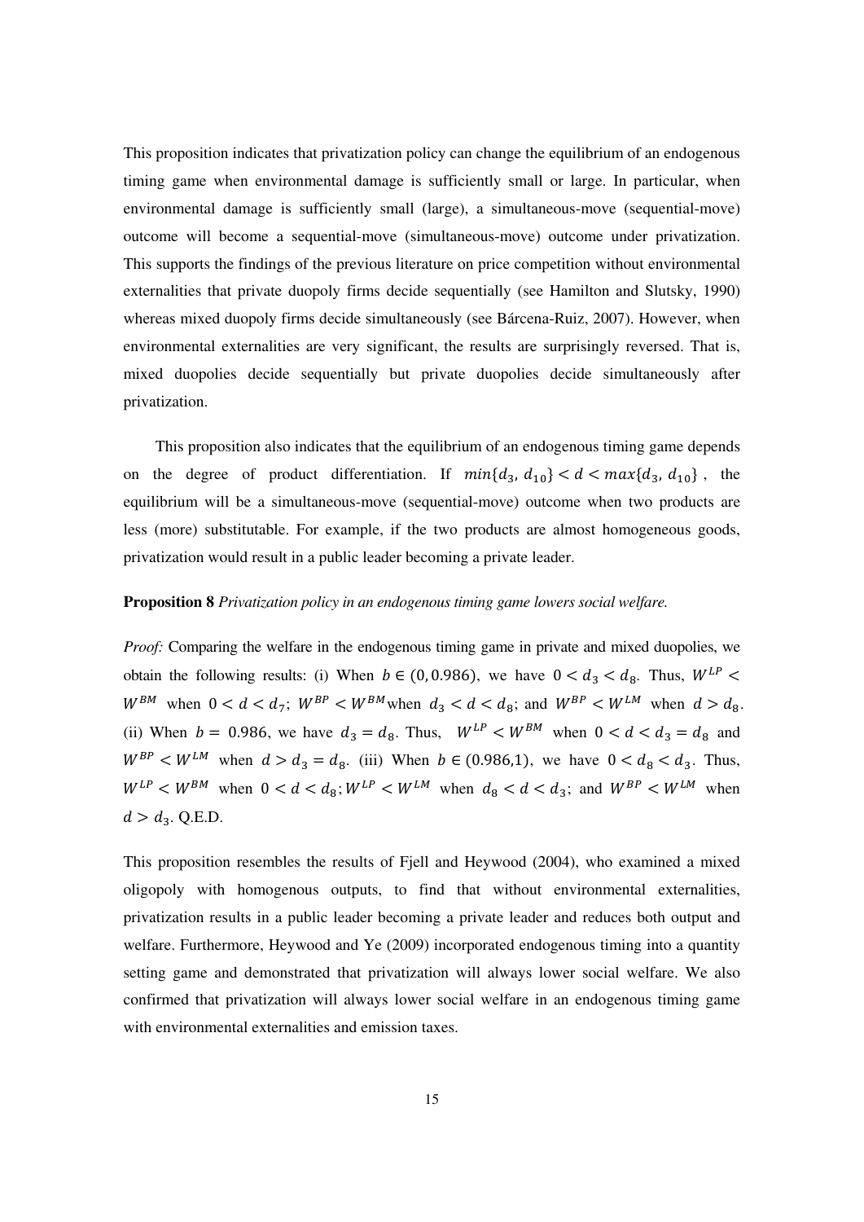This proposition indicates that privatization policy can change the equilibrium of an endogenous timing game when environmental damage is sufficiently small or large. In particular, when environmental damage is sufficiently small (large), a simultaneous-move (sequential-move) outcome will become a sequential-move (simultaneous-move) outcome under privatization. This supports the findings of the previous literature on price competition without environmental externalities that private duopoly firms decide sequentially (see Hamilton and Slutsky, 1990) whereas mixed duopoly firms decide simultaneously (see Bárcena-Ruiz, 2007). However, when environmental externalities are very significant, the results are surprisingly reversed. That is, mixed duopolies decide sequentially but private duopolies decide simultaneously after privatization.

This proposition also indicates that the equilibrium of an endogenous timing game depends on the degree of product differentiation. If $min\{d_3, d_{10}\} < d < max\{d_3, d_{10}\}$, the equilibrium will be a simultaneous-move (sequential-move) outcome when two products are less (more) substitutable. For example, if the two products are almost homogeneous goods, privatization would result in a public leader becoming a private leader.

**Proposition 8** *Privatization policy in an endogenous timing game lowers social welfare.*

*Proof:* Comparing the welfare in the endogenous timing game in private and mixed duopolies, we obtain the following results: (i) When $b \in (0, 0.986)$, we have $0 < d_3 < d_8$. Thus, $W^{LP} < W^{BM}$ when $0 < d < d_7$; $W^{BP} < W^{BM}$ when $d_3 < d < d_8$; and $W^{BP} < W^{LM}$ when $d > d_8$. (ii) When $b = 0.986$, we have $d_3 = d_8$. Thus, $W^{LP} < W^{BM}$ when $0 < d < d_3 = d_8$ and $W^{BP} < W^{LM}$ when $d > d_3 = d_8$. (iii) When $b \in (0.986,1)$, we have $0 < d_8 < d_3$. Thus, $W^{LP} < W^{BM}$ when $0 < d < d_8$; $W^{LP} < W^{LM}$ when $d_8 < d < d_3$; and $W^{BP} < W^{LM}$ when $d > d_3$. Q.E.D.

This proposition resembles the results of Fjell and Heywood (2004), who examined a mixed oligopoly with homogenous outputs, to find that without environmental externalities, privatization results in a public leader becoming a private leader and reduces both output and welfare. Furthermore, Heywood and Ye (2009) incorporated endogenous timing into a quantity setting game and demonstrated that privatization will always lower social welfare. We also confirmed that privatization will always lower social welfare in an endogenous timing game with environmental externalities and emission taxes.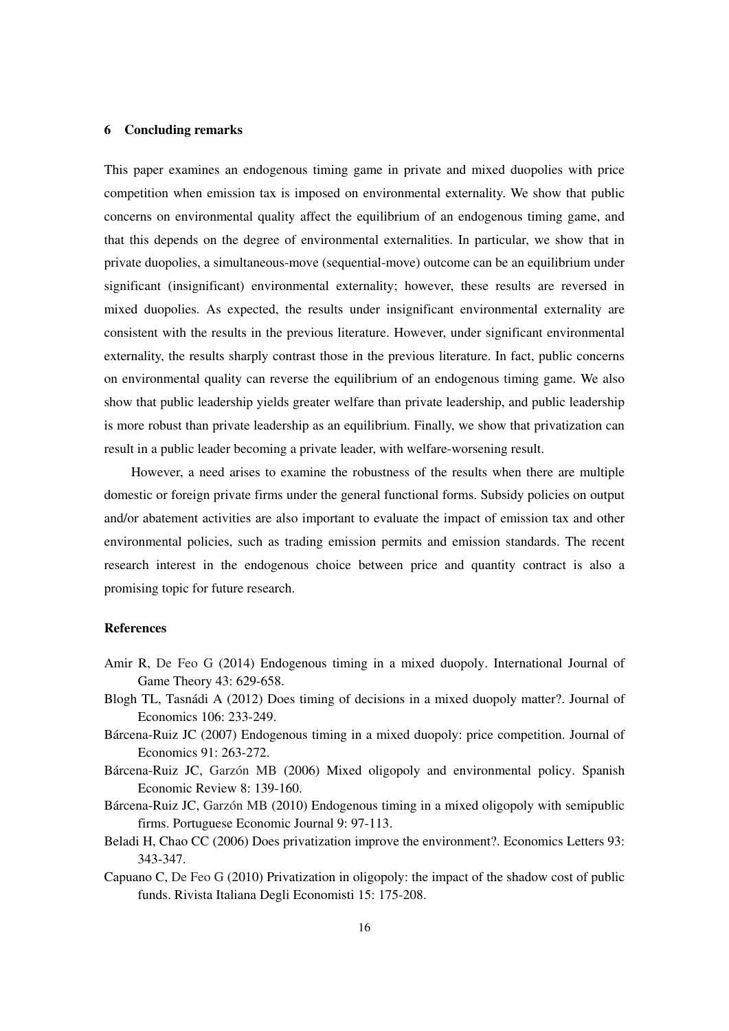## 6 Concluding remarks

This paper examines an endogenous timing game in private and mixed duopolies with price competition when emission tax is imposed on environmental externality. We show that public concerns on environmental quality affect the equilibrium of an endogenous timing game, and that this depends on the degree of environmental externalities. In particular, we show that in private duopolies, a simultaneous-move (sequential-move) outcome can be an equilibrium under significant (insignificant) environmental externality; however, these results are reversed in mixed duopolies. As expected, the results under insignificant environmental externality are consistent with the results in the previous literature. However, under significant environmental externality, the results sharply contrast those in the previous literature. In fact, public concerns on environmental quality can reverse the equilibrium of an endogenous timing game. We also show that public leadership yields greater welfare than private leadership, and public leadership is more robust than private leadership as an equilibrium. Finally, we show that privatization can result in a public leader becoming a private leader, with welfare-worsening result.

However, a need arises to examine the robustness of the results when there are multiple domestic or foreign private firms under the general functional forms. Subsidy policies on output and/or abatement activities are also important to evaluate the impact of emission tax and other environmental policies, such as trading emission permits and emission standards. The recent research interest in the endogenous choice between price and quantity contract is also a promising topic for future research.

### References

Amir R, De Feo G (2014) Endogenous timing in a mixed duopoly. International Journal of Game Theory 43: 629-658.

Blogh TL, Tasnádi A (2012) Does timing of decisions in a mixed duopoly matter?. Journal of Economics 106: 233-249.

Bárcena-Ruiz JC (2007) Endogenous timing in a mixed duopoly: price competition. Journal of Economics 91: 263-272.

Bárcena-Ruiz JC, Garzón MB (2006) Mixed oligopoly and environmental policy. Spanish Economic Review 8: 139-160.

Bárcena-Ruiz JC, Garzón MB (2010) Endogenous timing in a mixed oligopoly with semipublic firms. Portuguese Economic Journal 9: 97-113.

Beladi H, Chao CC (2006) Does privatization improve the environment?. Economics Letters 93: 343-347.

Capuano C, De Feo G (2010) Privatization in oligopoly: the impact of the shadow cost of public funds. Rivista Italiana Degli Economisti 15: 175-208.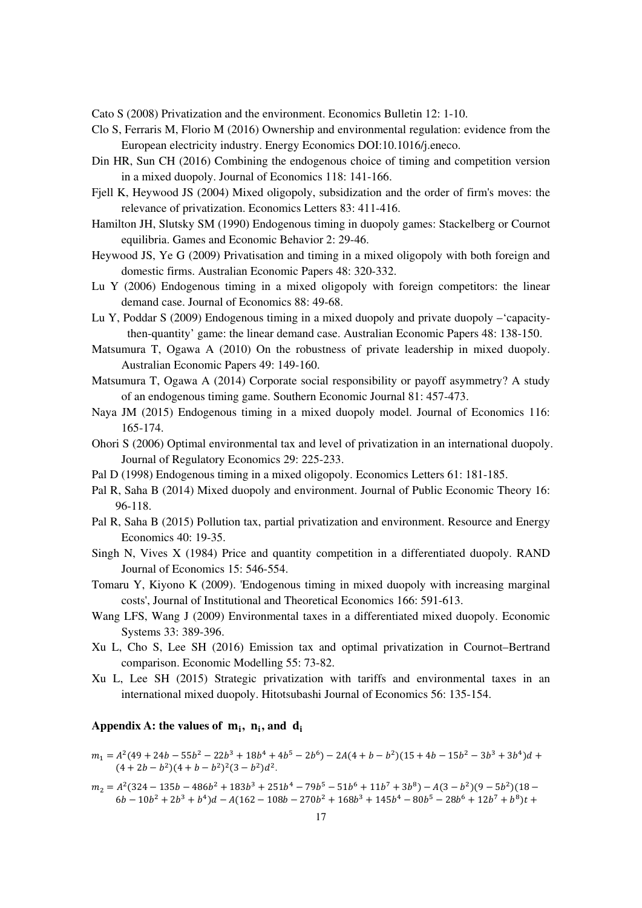Cato S (2008) Privatization and the environment. Economics Bulletin 12: 1-10.

Clo S, Ferraris M, Florio M (2016) Ownership and environmental regulation: evidence from the European electricity industry. Energy Economics DOI:10.1016/j.eneco.

Din HR, Sun CH (2016) Combining the endogenous choice of timing and competition version in a mixed duopoly. Journal of Economics 118: 141-166.

Fjell K, Heywood JS (2004) Mixed oligopoly, subsidization and the order of firm's moves: the relevance of privatization. Economics Letters 83: 411-416.

Hamilton JH, Slutsky SM (1990) Endogenous timing in duopoly games: Stackelberg or Cournot equilibria. Games and Economic Behavior 2: 29-46.

Heywood JS, Ye G (2009) Privatisation and timing in a mixed oligopoly with both foreign and domestic firms. Australian Economic Papers 48: 320-332.

Lu Y (2006) Endogenous timing in a mixed oligopoly with foreign competitors: the linear demand case. Journal of Economics 88: 49-68.

Lu Y, Poddar S (2009) Endogenous timing in a mixed duopoly and private duopoly –'capacity-then-quantity' game: the linear demand case. Australian Economic Papers 48: 138-150.

Matsumura T, Ogawa A (2010) On the robustness of private leadership in mixed duopoly. Australian Economic Papers 49: 149-160.

Matsumura T, Ogawa A (2014) Corporate social responsibility or payoff asymmetry? A study of an endogenous timing game. Southern Economic Journal 81: 457-473.

Naya JM (2015) Endogenous timing in a mixed duopoly model. Journal of Economics 116: 165-174.

Ohori S (2006) Optimal environmental tax and level of privatization in an international duopoly. Journal of Regulatory Economics 29: 225-233.

Pal D (1998) Endogenous timing in a mixed oligopoly. Economics Letters 61: 181-185.

Pal R, Saha B (2014) Mixed duopoly and environment. Journal of Public Economic Theory 16: 96-118.

Pal R, Saha B (2015) Pollution tax, partial privatization and environment. Resource and Energy Economics 40: 19-35.

Singh N, Vives X (1984) Price and quantity competition in a differentiated duopoly. RAND Journal of Economics 15: 546-554.

Tomaru Y, Kiyono K (2009). 'Endogenous timing in mixed duopoly with increasing marginal costs', Journal of Institutional and Theoretical Economics 166: 591-613.

Wang LFS, Wang J (2009) Environmental taxes in a differentiated mixed duopoly. Economic Systems 33: 389-396.

Xu L, Cho S, Lee SH (2016) Emission tax and optimal privatization in Cournot–Bertrand comparison. Economic Modelling 55: 73-82.

Xu L, Lee SH (2015) Strategic privatization with tariffs and environmental taxes in an international mixed duopoly. Hitotsubashi Journal of Economics 56: 135-154.

## Appendix A: the values of $m_i$, $n_i$, and $d_i$

$m_1 = A^2(49 + 24b - 55b^2 - 22b^3 + 18b^4 + 4b^5 - 2b^6) - 2A(4 + b - b^2)(15 + 4b - 15b^2 - 3b^3 + 3b^4)d + (4 + 2b - b^2)(4 + b - b^2)^2(3 - b^2)d^2.$

$m_2 = A^2(324 - 135b - 486b^2 + 183b^3 + 251b^4 - 79b^5 - 51b^6 + 11b^7 + 3b^8) - A(3 - b^2)(9 - 5b^2)(18 - 6b - 10b^2 + 2b^3 + b^4)d - A(162 - 108b - 270b^2 + 168b^3 + 145b^4 - 80b^5 - 28b^6 + 12b^7 + b^8)t +$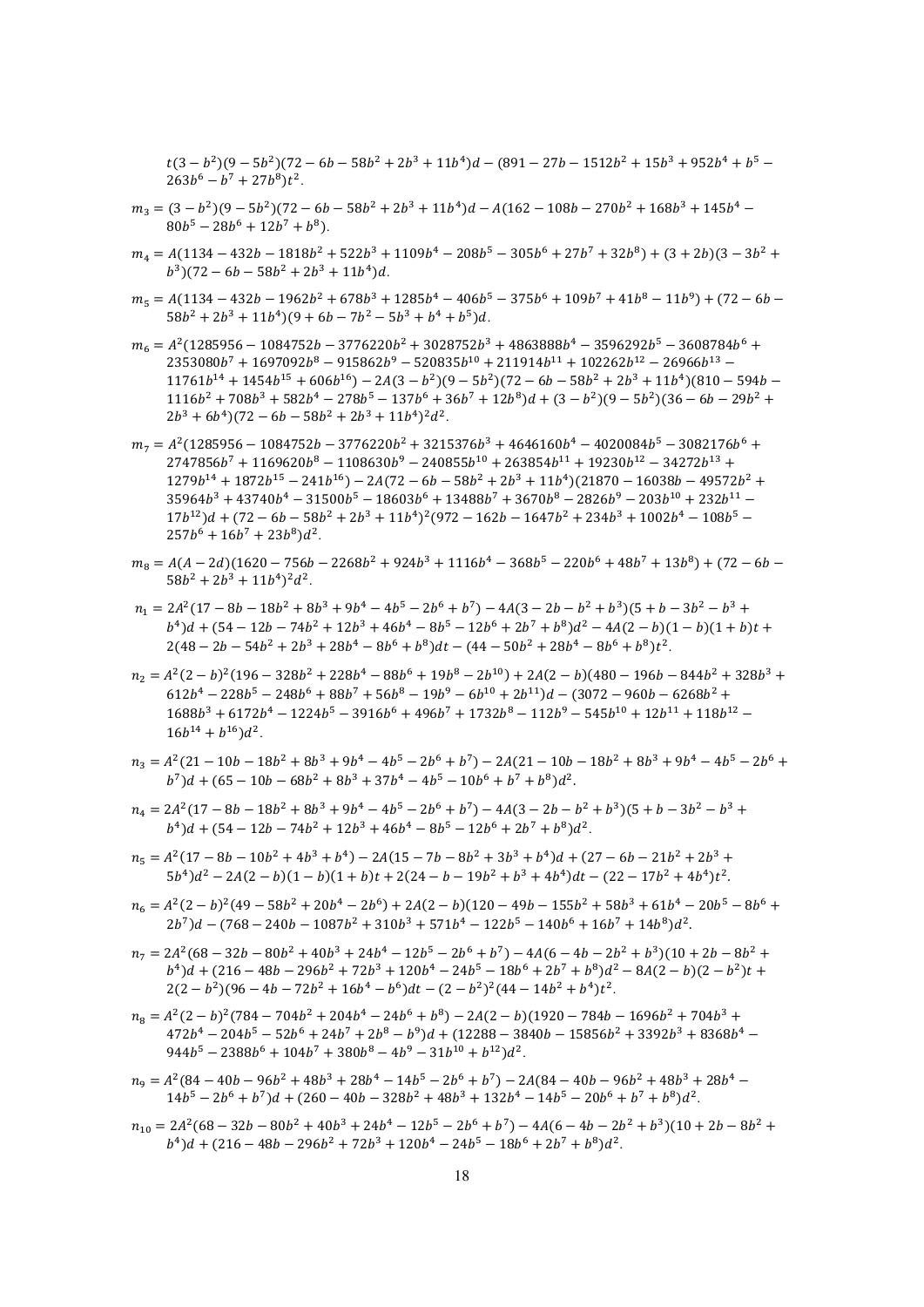$t(3-b^2)(9-5b^2)(72-6b-58b^2+2b^3+11b^4)d-(891-27b-1512b^2+15b^3+952b^4+b^5-263b^6-b^7+27b^8)t^2.$

$$m_3=(3-b^2)(9-5b^2)(72-6b-58b^2+2b^3+11b^4)d-A(162-108b-270b^2+168b^3+145b^4-80b^5-28b^6+12b^7+b^8).$$

$$m_4=A(1134-432b-1818b^2+522b^3+1109b^4-208b^5-305b^6+27b^7+32b^8)+(3+2b)(3-3b^2+b^3)(72-6b-58b^2+2b^3+11b^4)d.$$

$$m_5=A(1134-432b-1962b^2+678b^3+1285b^4-406b^5-375b^6+109b^7+41b^8-11b^9)+(72-6b-58b^2+2b^3+11b^4)(9+6b-7b^2-5b^3+b^4+b^5)d.$$

$$m_6=A^2(1285956-1084752b-3776220b^2+3028752b^3+4863888b^4-3596292b^5-3608784b^6+2353080b^7+1697092b^8-915862b^9-520835b^{10}+211914b^{11}+102262b^{12}-26966b^{13}-11761b^{14}+1454b^{15}+606b^{16})-2A(3-b^2)(9-5b^2)(72-6b-58b^2+2b^3+11b^4)(810-594b-1116b^2+708b^3+582b^4-278b^5-137b^6+36b^7+12b^8)d+(3-b^2)(9-5b^2)(36-6b-29b^2+2b^3+6b^4)(72-6b-58b^2+2b^3+11b^4)^2d^2.$$

$$m_7=A^2(1285956-1084752b-3776220b^2+3215376b^3+4646160b^4-4020084b^5-3082176b^6+2747856b^7+1169620b^8-1108630b^9-240855b^{10}+263854b^{11}+19230b^{12}-34272b^{13}+1279b^{14}+1872b^{15}-241b^{16})-2A(72-6b-58b^2+2b^3+11b^4)(21870-16038b-49572b^2+35964b^3+43740b^4-31500b^5-18603b^6+13488b^7+3670b^8-2826b^9-203b^{10}+232b^{11}-17b^{12})d+(72-6b-58b^2+2b^3+11b^4)^2(972-162b-1647b^2+234b^3+1002b^4-108b^5-257b^6+16b^7+23b^8)d^2.$$

$$m_8=A(A-2d)(1620-756b-2268b^2+924b^3+1116b^4-368b^5-220b^6+48b^7+13b^8)+(72-6b-58b^2+2b^3+11b^4)^2d^2.$$

$$n_1=2A^2(17-8b-18b^2+8b^3+9b^4-4b^5-2b^6+b^7)-4A(3-2b-b^2+b^3)(5+b-3b^2-b^3+b^4)d+(54-12b-74b^2+12b^3+46b^4-8b^5-12b^6+2b^7+b^8)d^2-4A(2-b)(1-b)(1+b)t+2(48-2b-54b^2+2b^3+28b^4-8b^6+b^8)dt-(44-50b^2+28b^4-8b^6+b^8)t^2.$$

$$n_2=A^2(2-b)^2(196-328b^2+228b^4-88b^6+19b^8-2b^{10})+2A(2-b)(480-196b-844b^2+328b^3+612b^4-228b^5-248b^6+88b^7+56b^8-19b^9-6b^{10}+2b^{11})d-(3072-960b-6268b^2+1688b^3+6172b^4-1224b^5-3916b^6+496b^7+1732b^8-112b^9-545b^{10}+12b^{11}+118b^{12}-16b^{14}+b^{16})d^2.$$

$$n_3=A^2(21-10b-18b^2+8b^3+9b^4-4b^5-2b^6+b^7)-2A(21-10b-18b^2+8b^3+9b^4-4b^5-2b^6+b^7)d+(65-10b-68b^2+8b^3+37b^4-4b^5-10b^6+b^7+b^8)d^2.$$

$$n_4=2A^2(17-8b-18b^2+8b^3+9b^4-4b^5-2b^6+b^7)-4A(3-2b-b^2+b^3)(5+b-3b^2-b^3+b^4)d+(54-12b-74b^2+12b^3+46b^4-8b^5-12b^6+2b^7+b^8)d^2.$$

$$n_5=A^2(17-8b-10b^2+4b^3+b^4)-2A(15-7b-8b^2+3b^3+b^4)d+(27-6b-21b^2+2b^3+5b^4)d^2-2A(2-b)(1-b)(1+b)t+2(24-b-19b^2+b^3+4b^4)dt-(22-17b^2+4b^4)t^2.$$

$$n_6=A^2(2-b)^2(49-58b^2+20b^4-2b^6)+2A(2-b)(120-49b-155b^2+58b^3+61b^4-20b^5-8b^6+2b^7)d-(768-240b-1087b^2+310b^3+571b^4-122b^5-140b^6+16b^7+14b^8)d^2.$$

$$n_7=2A^2(68-32b-80b^2+40b^3+24b^4-12b^5-2b^6+b^7)-4A(6-4b-2b^2+b^3)(10+2b-8b^2+b^4)d+(216-48b-296b^2+72b^3+120b^4-24b^5-18b^6+2b^7+b^8)d^2-8A(2-b)(2-b^2)t+2(2-b^2)(96-4b-72b^2+16b^4-b^6)dt-(2-b^2)^2(44-14b^2+b^4)t^2.$$

$$n_8=A^2(2-b)^2(784-704b^2+204b^4-24b^6+b^8)-2A(2-b)(1920-784b-1696b^2+704b^3+472b^4-204b^5-52b^6+24b^7+2b^8-b^9)d+(12288-3840b-15856b^2+3392b^3+8368b^4-944b^5-2388b^6+104b^7+380b^8-4b^9-31b^{10}+b^{12})d^2.$$

$$n_9=A^2(84-40b-96b^2+48b^3+28b^4-14b^5-2b^6+b^7)-2A(84-40b-96b^2+48b^3+28b^4-14b^5-2b^6+b^7)d+(260-40b-328b^2+48b^3+132b^4-14b^5-20b^6+b^7+b^8)d^2.$$

$$n_{10}=2A^2(68-32b-80b^2+40b^3+24b^4-12b^5-2b^6+b^7)-4A(6-4b-2b^2+b^3)(10+2b-8b^2+b^4)d+(216-48b-296b^2+72b^3+120b^4-24b^5-18b^6+2b^7+b^8)d^2.$$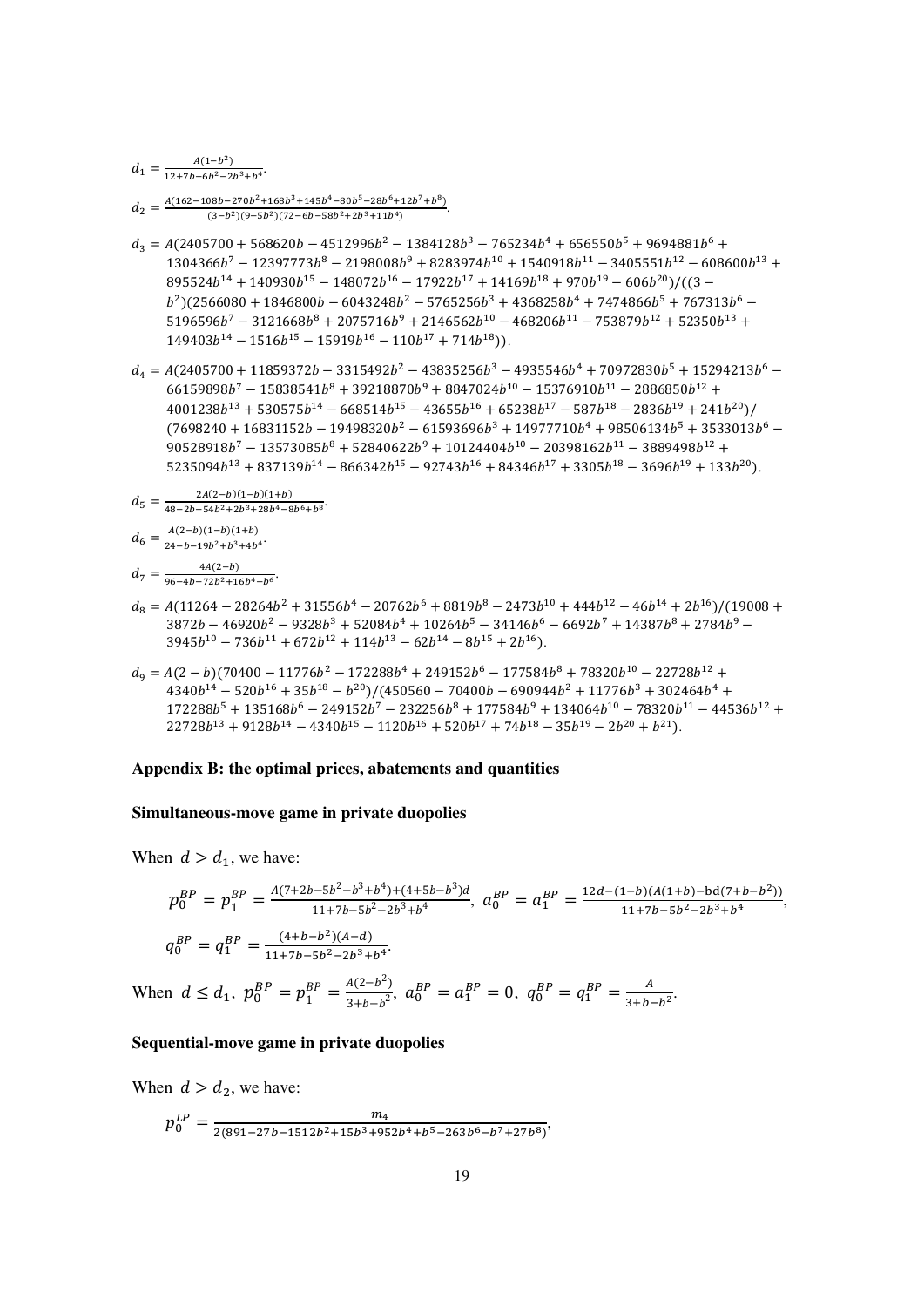$d_1 = \frac{A(1-b^2)}{12+7b-6b^2-2b^3+b^4}$.

$d_2 = \frac{A(162-108b-270b^2+168b^3+145b^4-80b^5-28b^6+12b^7+b^8)}{(3-b^2)(9-5b^2)(72-6b-58b^2+2b^3+11b^4)}$.

$d_3 = A(2405700 + 568620b - 4512996b^2 - 1384128b^3 - 765234b^4 + 656550b^5 + 9694881b^6 + 1304366b^7 - 12397773b^8 - 2198008b^9 + 8283974b^{10} + 1540918b^{11} - 3405551b^{12} - 608600b^{13} + 895524b^{14} + 140930b^{15} - 148072b^{16} - 17922b^{17} + 14169b^{18} + 970b^{19} - 606b^{20})/((3 - b^2)(2566080 + 1846800b - 6043248b^2 - 5765256b^3 + 4368258b^4 + 7474866b^5 + 767313b^6 - 5196596b^7 - 3121668b^8 + 2075716b^9 + 2146562b^{10} - 468206b^{11} - 753879b^{12} + 52350b^{13} + 149403b^{14} - 1516b^{15} - 15919b^{16} - 110b^{17} + 714b^{18}))$.

$d_4 = A(2405700 + 11859372b - 3315492b^2 - 43835256b^3 - 4935546b^4 + 70972830b^5 + 15294213b^6 - 66159898b^7 - 15838541b^8 + 39218870b^9 + 8847024b^{10} - 15376910b^{11} - 2886850b^{12} + 4001238b^{13} + 530575b^{14} - 668514b^{15} - 43655b^{16} + 65238b^{17} - 587b^{18} - 2836b^{19} + 241b^{20})/(7698240 + 16831152b - 19498320b^2 - 61593696b^3 + 14977710b^4 + 98506134b^5 + 3533013b^6 - 90528918b^7 - 13573085b^8 + 52840622b^9 + 10124404b^{10} - 20398162b^{11} - 3889498b^{12} + 5235094b^{13} + 837139b^{14} - 866342b^{15} - 92743b^{16} + 84346b^{17} + 3305b^{18} - 3696b^{19} + 133b^{20})$.

$d_5 = \frac{2A(2-b)(1-b)(1+b)}{48-2b-54b^2+2b^3+28b^4-8b^6+b^8}$.

$d_6 = \frac{A(2-b)(1-b)(1+b)}{24-b-19b^2+b^3+4b^4}$.

$d_7 = \frac{4A(2-b)}{96-4b-72b^2+16b^4-b^6}$.

$d_8 = A(11264 - 28264b^2 + 31556b^4 - 20762b^6 + 8819b^8 - 2473b^{10} + 444b^{12} - 46b^{14} + 2b^{16})/(19008 + 3872b - 46920b^2 - 9328b^3 + 52084b^4 + 10264b^5 - 34146b^6 - 6692b^7 + 14387b^8 + 2784b^9 - 3945b^{10} - 736b^{11} + 672b^{12} + 114b^{13} - 62b^{14} - 8b^{15} + 2b^{16})$.

$d_9 = A(2-b)(70400 - 11776b^2 - 172288b^4 + 249152b^6 - 177584b^8 + 78320b^{10} - 22728b^{12} + 4340b^{14} - 520b^{16} + 35b^{18} - b^{20})/(450560 - 70400b - 690944b^2 + 11776b^3 + 302464b^4 + 172288b^5 + 135168b^6 - 249152b^7 - 232256b^8 + 177584b^9 + 134064b^{10} - 78320b^{11} - 44536b^{12} + 22728b^{13} + 9128b^{14} - 4340b^{15} - 1120b^{16} + 520b^{17} + 74b^{18} - 35b^{19} - 2b^{20} + b^{21})$.

## Appendix B: the optimal prices, abatements and quantities

### Simultaneous-move game in private duopolies

When $d > d_1$, we have:

$$p_0^{BP} = p_1^{BP} = \frac{A(7+2b-5b^2-b^3+b^4)+(4+5b-b^3)d}{11+7b-5b^2-2b^3+b^4},\ a_0^{BP} = a_1^{BP} = \frac{12d-(1-b)(A(1+b)-\mathrm{b}d(7+b-b^2))}{11+7b-5b^2-2b^3+b^4},$$

$$q_0^{BP} = q_1^{BP} = \frac{(4+b-b^2)(A-d)}{11+7b-5b^2-2b^3+b^4}.$$

When $d \leq d_1$, $p_0^{BP} = p_1^{BP} = \frac{A(2-b^2)}{3+b-b^2}$, $a_0^{BP} = a_1^{BP} = 0$, $q_0^{BP} = q_1^{BP} = \frac{A}{3+b-b^2}$.

### Sequential-move game in private duopolies

When $d > d_2$, we have:

$$p_0^{LP} = \frac{m_4}{2(891-27b-1512b^2+15b^3+952b^4+b^5-263b^6-b^7+27b^8)},$$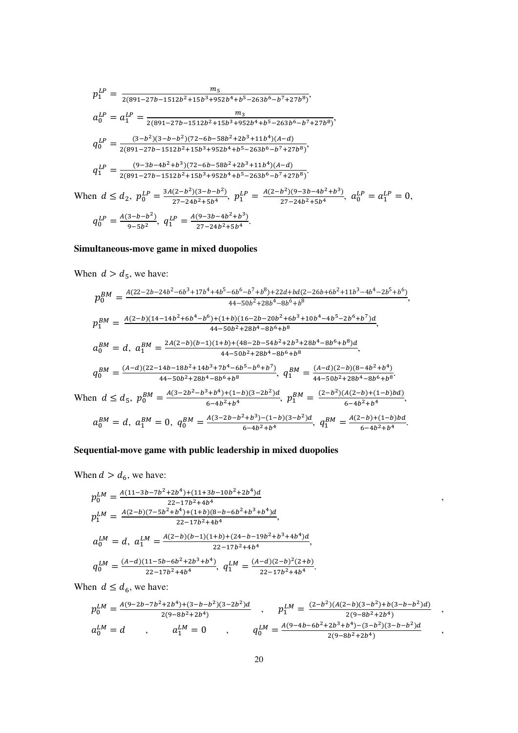$$p_1^{LP} = \frac{m_5}{2(891-27b-1512b^2+15b^3+952b^4+b^5-263b^6-b^7+27b^8)},$$

$$a_0^{LP} = a_1^{LP} = \frac{m_3}{2(891-27b-1512b^2+15b^3+952b^4+b^5-263b^6-b^7+27b^8)},$$

$$q_0^{LP} = \frac{(3-b^2)(3-b-b^2)(72-6b-58b^2+2b^3+11b^4)(A-d)}{2(891-27b-1512b^2+15b^3+952b^4+b^5-263b^6-b^7+27b^8)},$$

$$q_1^{LP} = \frac{(9-3b-4b^2+b^3)(72-6b-58b^2+2b^3+11b^4)(A-d)}{2(891-27b-1512b^2+15b^3+952b^4+b^5-263b^6-b^7+27b^8)}.$$

When $d \leq d_2$, $p_0^{LP} = \frac{3A(2-b^2)(3-b-b^2)}{27-24b^2+5b^4}$, $p_1^{LP} = \frac{A(2-b^2)(9-3b-4b^2+b^3)}{27-24b^2+5b^4}$, $a_0^{LP} = a_1^{LP} = 0$,

$q_0^{LP} = \frac{A(3-b-b^2)}{9-5b^2}$, $q_1^{LP} = \frac{A(9-3b-4b^2+b^3)}{27-24b^2+5b^4}$.

**Simultaneous-move game in mixed duopolies**

When $d > d_5$, we have:

$$p_0^{BM} = \frac{A(22-2b-24b^2-6b^3+17b^4+4b^5-6b^6-b^7+b^8)+22d+bd(2-26b+6b^2+11b^3-4b^4-2b^5+b^6)}{44-50b^2+28b^4-8b^6+b^8},$$

$$p_1^{BM} = \frac{A(2-b)(14-14b^2+6b^4-b^6)+(1+b)(16-2b-20b^2+6b^3+10b^4-4b^5-2b^6+b^7)d}{44-50b^2+28b^4-8b^6+b^8},$$

$$a_0^{BM} = d,\ a_1^{BM} = \frac{2A(2-b)(b-1)(1+b)+(48-2b-54b^2+2b^3+28b^4-8b^6+b^8)d}{44-50b^2+28b^4-8b^6+b^8},$$

$$q_0^{BM} = \frac{(A-d)(22-14b-18b^2+14b^3+7b^4-6b^5-b^6+b^7)}{44-50b^2+28b^4-8b^6+b^8},\ q_1^{BM} = \frac{(A-d)(2-b)(8-4b^2+b^4)}{44-50b^2+28b^4-8b^6+b^8}.$$

When $d \leq d_5$, $p_0^{BM} = \frac{A(3-2b^2-b^3+b^4)+(1-b)(3-2b^2)d}{6-4b^2+b^4}$, $p_1^{BM} = \frac{(2-b^2)(A(2-b)+(1-b)bd)}{6-4b^2+b^4}$,

$a_0^{BM} = d$, $a_1^{BM} = 0$, $q_0^{BM} = \frac{A(3-2b-b^2+b^3)-(1-b)(3-b^2)d}{6-4b^2+b^4}$, $q_1^{BM} = \frac{A(2-b)+(1-b)bd}{6-4b^2+b^4}$.

**Sequential-move game with public leadership in mixed duopolies**

When $d > d_6$, we have:

$$p_0^{LM} = \frac{A(11-3b-7b^2+2b^4)+(11+3b-10b^2+2b^4)d}{22-17b^2+4b^4},$$

$$p_1^{LM} = \frac{A(2-b)(7-5b^2+b^4)+(1+b)(8-b-6b^2+b^3+b^4)d}{22-17b^2+4b^4},$$

$$a_0^{LM} = d,\ a_1^{LM} = \frac{A(2-b)(b-1)(1+b)+(24-b-19b^2+b^3+4b^4)d}{22-17b^2+4b^4},$$

$$q_0^{LM} = \frac{(A-d)(11-5b-6b^2+2b^3+b^4)}{22-17b^2+4b^4},\ q_1^{LM} = \frac{(A-d)(2-b)^2(2+b)}{22-17b^2+4b^4}.$$

When $d \leq d_6$, we have:

$$p_0^{LM} = \frac{A(9-2b-7b^2+2b^4)+(3-b-b^2)(3-2b^2)d}{2(9-8b^2+2b^4)},\quad p_1^{LM} = \frac{(2-b^2)(A(2-b)(3-b^2)+b(3-b-b^2)d)}{2(9-8b^2+2b^4)},$$

$$a_0^{LM} = d,\quad a_1^{LM} = 0,\quad q_0^{LM} = \frac{A(9-4b-6b^2+2b^3+b^4)-(3-b^2)(3-b-b^2)d}{2(9-8b^2+2b^4)},$$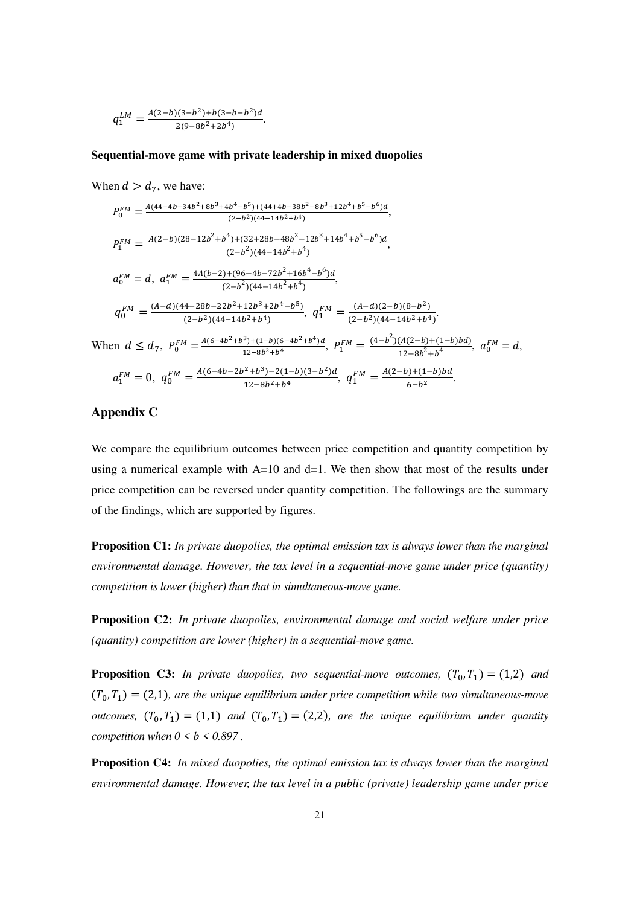$$q_1^{LM} = \frac{A(2-b)(3-b^2)+b(3-b-b^2)d}{2(9-8b^2+2b^4)}.$$

**Sequential-move game with private leadership in mixed duopolies**

When $d > d_7$, we have:

$$P_0^{FM} = \frac{A(44-4b-34b^2+8b^3+4b^4-b^5)+(44+4b-38b^2-8b^3+12b^4+b^5-b^6)d}{(2-b^2)(44-14b^2+b^4)},$$

$$P_1^{FM} = \frac{A(2-b)(28-12b^2+b^4)+(32+28b-48b^2-12b^3+14b^4+b^5-b^6)d}{(2-b^2)(44-14b^2+b^4)},$$

$$a_0^{FM} = d,\ a_1^{FM} = \frac{4A(b-2)+(96-4b-72b^2+16b^4-b^6)d}{(2-b^2)(44-14b^2+b^4)},$$

$$q_0^{FM} = \frac{(A-d)(44-28b-22b^2+12b^3+2b^4-b^5)}{(2-b^2)(44-14b^2+b^4)},\ q_1^{FM} = \frac{(A-d)(2-b)(8-b^2)}{(2-b^2)(44-14b^2+b^4)}.$$

When $d \leq d_7$, $P_0^{FM} = \frac{A(6-4b^2+b^3)+(1-b)(6-4b^2+b^4)d}{12-8b^2+b^4}$, $P_1^{FM} = \frac{(4-b^2)(A(2-b)+(1-b)bd)}{12-8b^2+b^4}$, $a_0^{FM} = d$,

$$a_1^{FM} = 0,\ q_0^{FM} = \frac{A(6-4b-2b^2+b^3)-2(1-b)(3-b^2)d}{12-8b^2+b^4},\ q_1^{FM} = \frac{A(2-b)+(1-b)bd}{6-b^2}.$$

## Appendix C

We compare the equilibrium outcomes between price competition and quantity competition by using a numerical example with A=10 and d=1. We then show that most of the results under price competition can be reversed under quantity competition. The followings are the summary of the findings, which are supported by figures.

**Proposition C1:** *In private duopolies, the optimal emission tax is always lower than the marginal environmental damage. However, the tax level in a sequential-move game under price (quantity) competition is lower (higher) than that in simultaneous-move game.*

**Proposition C2:** *In private duopolies, environmental damage and social welfare under price (quantity) competition are lower (higher) in a sequential-move game.*

**Proposition C3:** *In private duopolies, two sequential-move outcomes, $(T_0, T_1) = (1,2)$ and $(T_0, T_1) = (2,1)$, are the unique equilibrium under price competition while two simultaneous-move outcomes, $(T_0, T_1) = (1,1)$ and $(T_0, T_1) = (2,2)$, are the unique equilibrium under quantity competition when $0 < b < 0.897$.*

**Proposition C4:** *In mixed duopolies, the optimal emission tax is always lower than the marginal environmental damage. However, the tax level in a public (private) leadership game under price*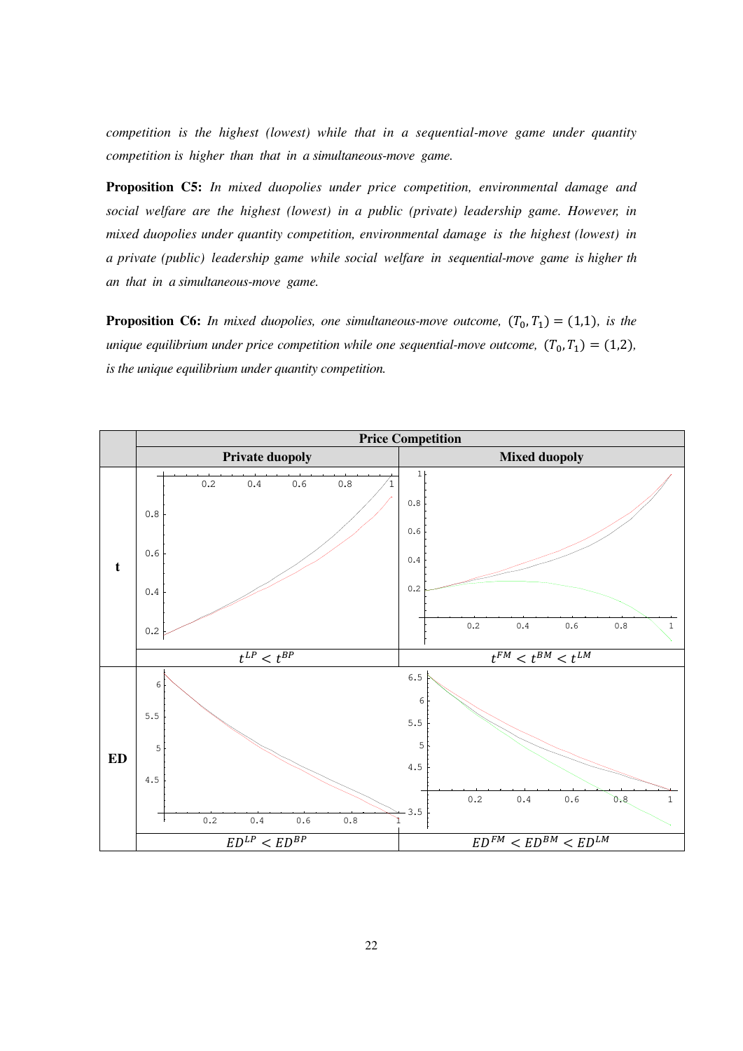*competition is the highest (lowest) while that in a sequential-move game under quantity competition is higher than that in a simultaneous-move game.*

**Proposition C5:** *In mixed duopolies under price competition, environmental damage and social welfare are the highest (lowest) in a public (private) leadership game. However, in mixed duopolies under quantity competition, environmental damage is the highest (lowest) in a private (public) leadership game while social welfare in sequential-move game is higher than that in a simultaneous-move game.*

**Proposition C6:** *In mixed duopolies, one simultaneous-move outcome, $(T_0, T_1) = (1,1)$, is the unique equilibrium under price competition while one sequential-move outcome, $(T_0, T_1) = (1,2)$, is the unique equilibrium under quantity competition.*

| | Price Competition | |
|---|---|---|
| | **Private duopoly** | **Mixed duopoly** |
| **t** | $t^{LP} < t^{BP}$ | $t^{FM} < t^{BM} < t^{LM}$ |
| **ED** | $ED^{LP} < ED^{BP}$ | $ED^{FM} < ED^{BM} < ED^{LM}$ |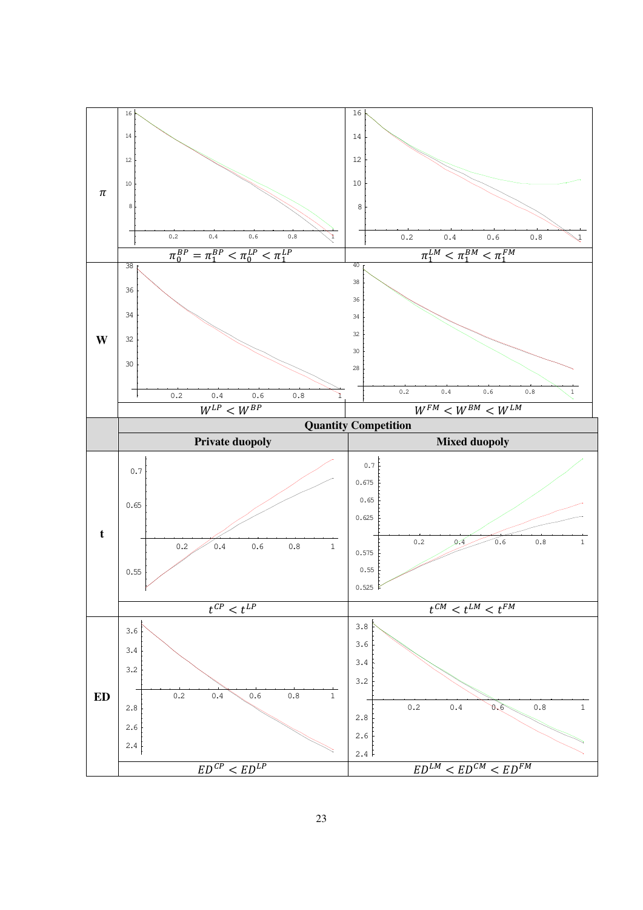| | | |
|---|---|---|
| $\pi$ | $\pi_0^{BP} = \pi_1^{BP} < \pi_0^{LP} < \pi_1^{LP}$ | $\pi_1^{LM} < \pi_1^{BM} < \pi_1^{FM}$ |
| **W** | $W^{LP} < W^{BP}$ | $W^{FM} < W^{BM} < W^{LM}$ |

| | **Quantity Competition** | |
|---|---|---|
| | **Private duopoly** | **Mixed duopoly** |
| **t** | $t^{CP} < t^{LP}$ | $t^{CM} < t^{LM} < t^{FM}$ |
| **ED** | $ED^{CP} < ED^{LP}$ | $ED^{LM} < ED^{CM} < ED^{FM}$ |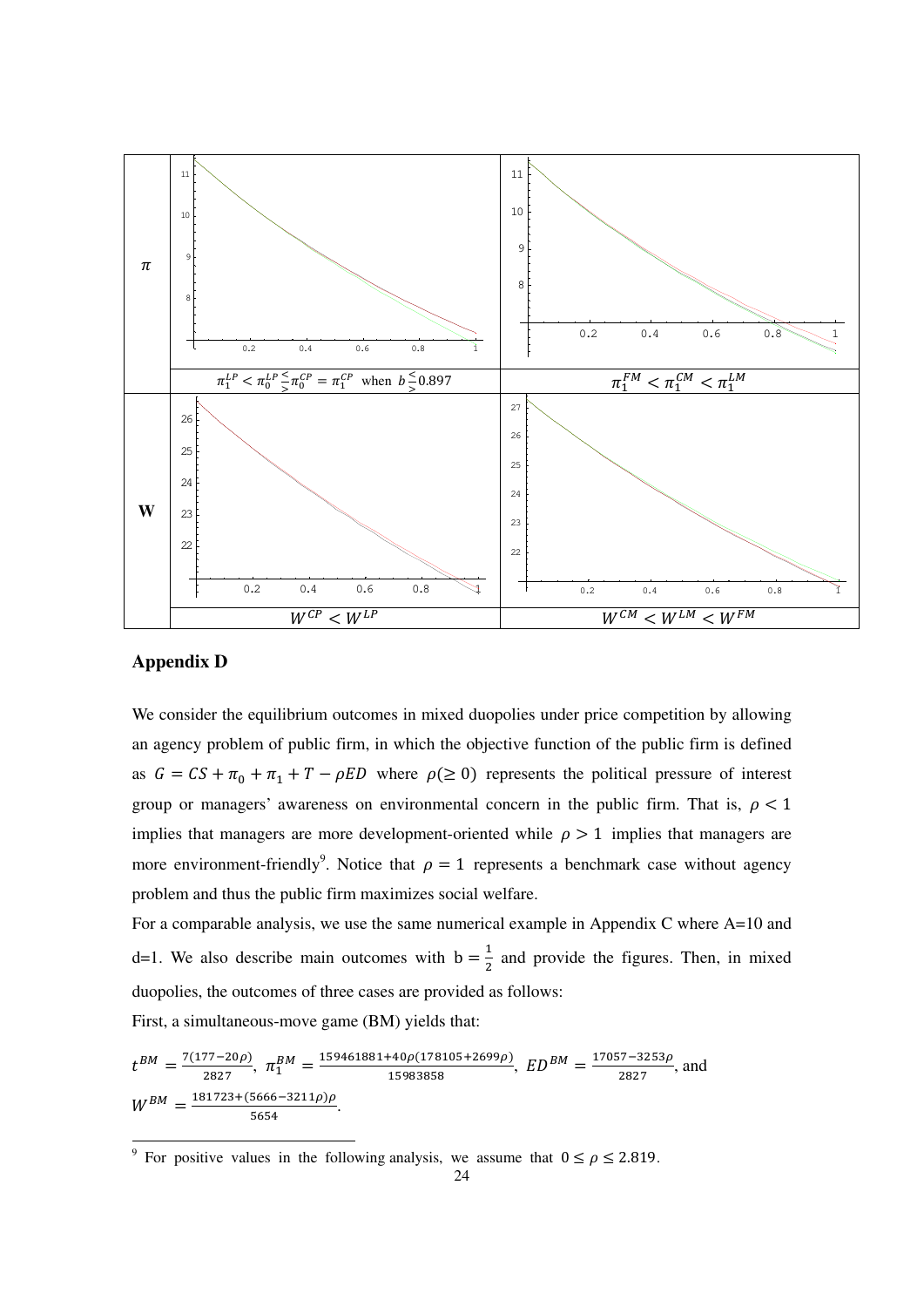| | | |
|---|---|---|
| $\pi$ | | |
| | $\pi_1^{LP} < \pi_0^{LP} \lesseqgtr \pi_0^{CP} = \pi_1^{CP}$ when $b \lesseqgtr 0.897$ | $\pi_1^{FM} < \pi_1^{CM} < \pi_1^{LM}$ |
| **W** | | |
| | $W^{CP} < W^{LP}$ | $W^{CM} < W^{LM} < W^{FM}$ |

## Appendix D

We consider the equilibrium outcomes in mixed duopolies under price competition by allowing an agency problem of public firm, in which the objective function of the public firm is defined as $G = CS + \pi_0 + \pi_1 + T - \rho ED$ where $\rho(\geq 0)$ represents the political pressure of interest group or managers' awareness on environmental concern in the public firm. That is, $\rho < 1$ implies that managers are more development-oriented while $\rho > 1$ implies that managers are more environment-friendly[9]. Notice that $\rho = 1$ represents a benchmark case without agency problem and thus the public firm maximizes social welfare.

For a comparable analysis, we use the same numerical example in Appendix C where A=10 and d=1. We also describe main outcomes with $b = \frac{1}{2}$ and provide the figures. Then, in mixed duopolies, the outcomes of three cases are provided as follows:

First, a simultaneous-move game (BM) yields that:

$t^{BM} = \frac{7(177-20\rho)}{2827}$, $\pi_1^{BM} = \frac{159461881+40\rho(178105+2699\rho)}{15983858}$, $ED^{BM} = \frac{17057-3253\rho}{2827}$, and $W^{BM} = \frac{181723+(5666-3211\rho)\rho}{5654}$.

[9] For positive values in the following analysis, we assume that $0 \leq \rho \leq 2.819$.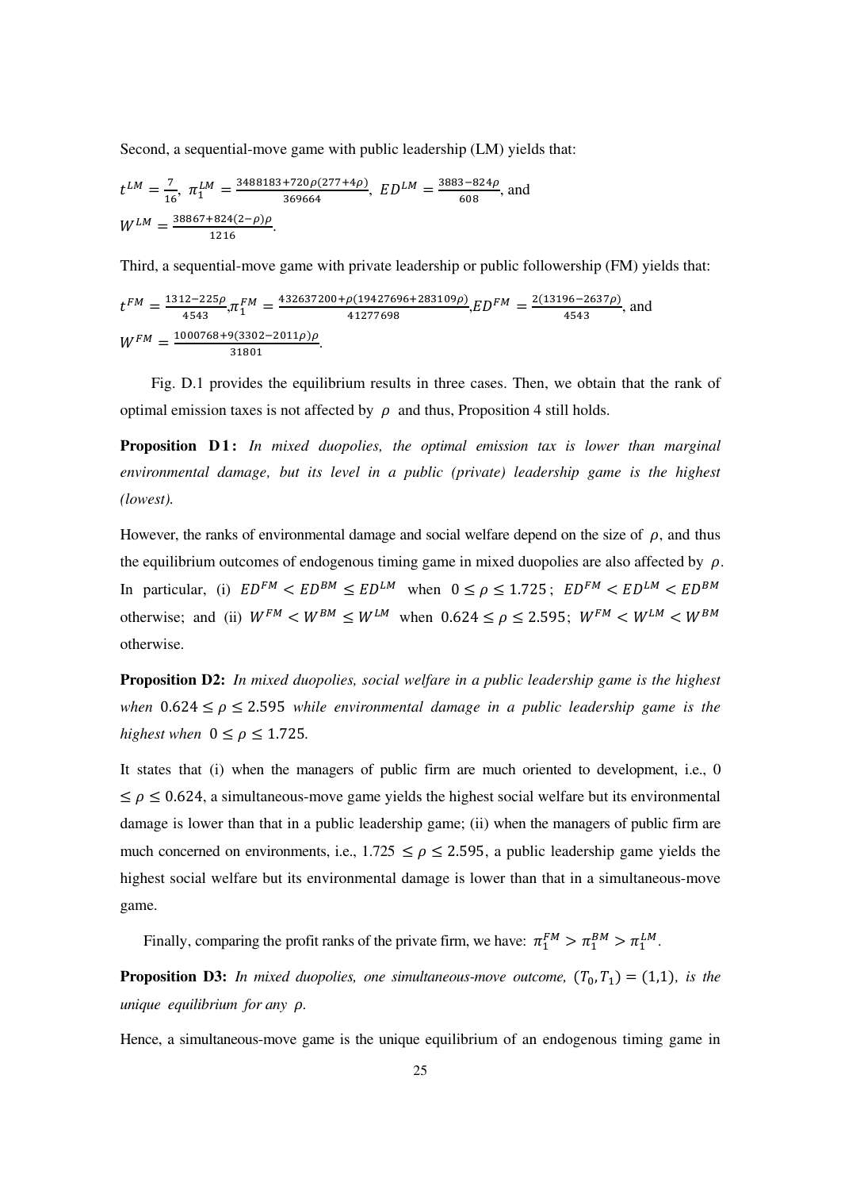Second, a sequential-move game with public leadership (LM) yields that:

$t^{LM} = \frac{7}{16}$, $\pi_1^{LM} = \frac{3488183+720\rho(277+4\rho)}{369664}$, $ED^{LM} = \frac{3883-824\rho}{608}$, and

$W^{LM} = \frac{38867+824(2-\rho)\rho}{1216}$.

Third, a sequential-move game with private leadership or public followership (FM) yields that:

$t^{FM} = \frac{1312-225\rho}{4543}$, $\pi_1^{FM} = \frac{432637200+\rho(19427696+283109\rho)}{41277698}$, $ED^{FM} = \frac{2(13196-2637\rho)}{4543}$, and

$W^{FM} = \frac{1000768+9(3302-2011\rho)\rho}{31801}$.

Fig. D.1 provides the equilibrium results in three cases. Then, we obtain that the rank of optimal emission taxes is not affected by $\rho$ and thus, Proposition 4 still holds.

**Proposition D1:** *In mixed duopolies, the optimal emission tax is lower than marginal environmental damage, but its level in a public (private) leadership game is the highest (lowest).*

However, the ranks of environmental damage and social welfare depend on the size of $\rho$, and thus the equilibrium outcomes of endogenous timing game in mixed duopolies are also affected by $\rho$. In particular, (i) $ED^{FM} < ED^{BM} \le ED^{LM}$ when $0 \le \rho \le 1.725$; $ED^{FM} < ED^{LM} < ED^{BM}$ otherwise; and (ii) $W^{FM} < W^{BM} \le W^{LM}$ when $0.624 \le \rho \le 2.595$; $W^{FM} < W^{LM} < W^{BM}$ otherwise.

**Proposition D2:** *In mixed duopolies, social welfare in a public leadership game is the highest when $0.624 \le \rho \le 2.595$ while environmental damage in a public leadership game is the highest when $0 \le \rho \le 1.725$.*

It states that (i) when the managers of public firm are much oriented to development, i.e., $0 \le \rho \le 0.624$, a simultaneous-move game yields the highest social welfare but its environmental damage is lower than that in a public leadership game; (ii) when the managers of public firm are much concerned on environments, i.e., $1.725 \le \rho \le 2.595$, a public leadership game yields the highest social welfare but its environmental damage is lower than that in a simultaneous-move game.

Finally, comparing the profit ranks of the private firm, we have: $\pi_1^{FM} > \pi_1^{BM} > \pi_1^{LM}$.

**Proposition D3:** *In mixed duopolies, one simultaneous-move outcome, $(T_0, T_1) = (1,1)$, is the unique equilibrium for any $\rho$.*

Hence, a simultaneous-move game is the unique equilibrium of an endogenous timing game in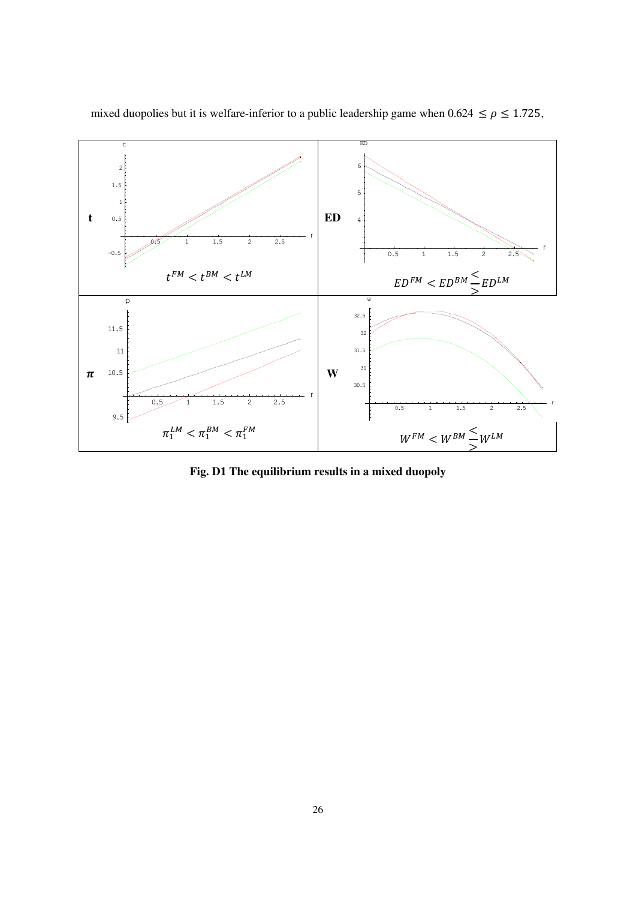mixed duopolies but it is welfare-inferior to a public leadership game when $0.624 \leq \rho \leq 1.725$,

t

2

1.5

1

0.5

-0.5

0.5 1 1.5 2 2.5 r

**t**

$t^{FM} < t^{BM} < t^{LM}$

ED

6

5

4

0.5 1 1.5 2 2.5 r

**ED**

$ED^{FM} < ED^{BM} \lessgtr ED^{LM}$

p

11.5

11

10.5

9.5

0.5 1 1.5 2 2.5 r

$\boldsymbol{\pi}$

$\pi_1^{LM} < \pi_1^{BM} < \pi_1^{FM}$

W

32.5

32

31.5

31

30.5

0.5 1 1.5 2 2.5 r

**W**

$W^{FM} < W^{BM} \lessgtr W^{LM}$

**Fig. D1 The equilibrium results in a mixed duopoly**